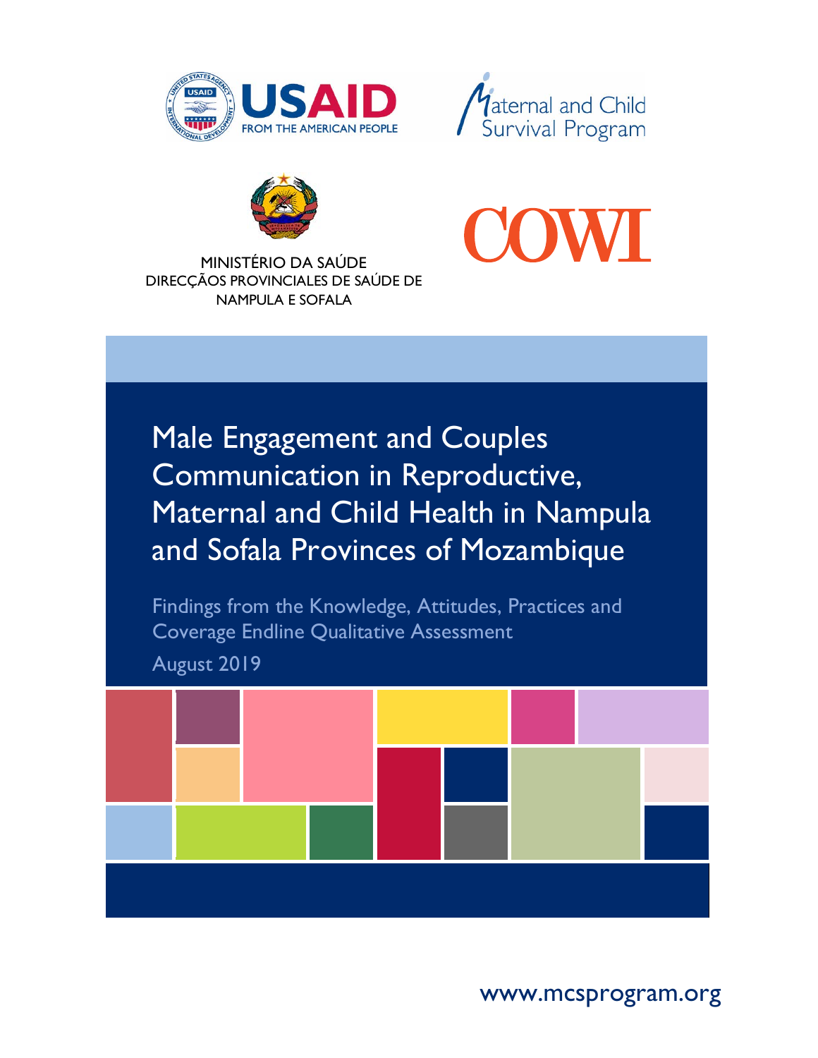USAID

FROM THE AMERICAN PEOPLE

Maternal and Child Survival Program

MINISTÉRIO DA SAÚDE
DIRECÇÃOS PROVINCIALES DE SAÚDE DE
NAMPULA E SOFALA

COWI

# Male Engagement and Couples Communication in Reproductive, Maternal and Child Health in Nampula and Sofala Provinces of Mozambique

## Findings from the Knowledge, Attitudes, Practices and Coverage Endline Qualitative Assessment

August 2019

www.mcsprogram.org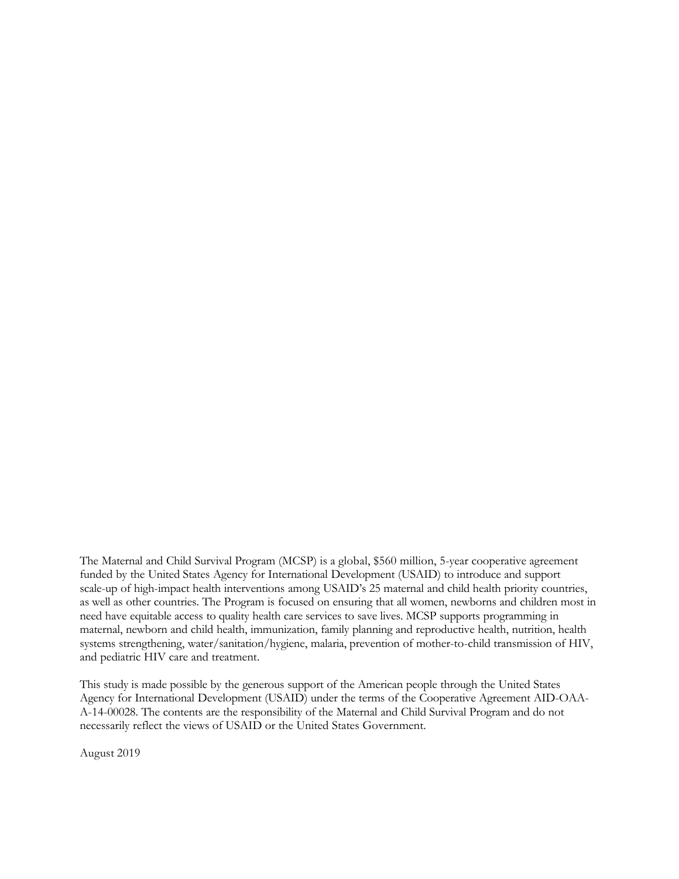The Maternal and Child Survival Program (MCSP) is a global, $560 million, 5-year cooperative agreement funded by the United States Agency for International Development (USAID) to introduce and support scale-up of high-impact health interventions among USAID's 25 maternal and child health priority countries, as well as other countries. The Program is focused on ensuring that all women, newborns and children most in need have equitable access to quality health care services to save lives. MCSP supports programming in maternal, newborn and child health, immunization, family planning and reproductive health, nutrition, health systems strengthening, water/sanitation/hygiene, malaria, prevention of mother-to-child transmission of HIV, and pediatric HIV care and treatment.

This study is made possible by the generous support of the American people through the United States Agency for International Development (USAID) under the terms of the Cooperative Agreement AID-OAA-A-14-00028. The contents are the responsibility of the Maternal and Child Survival Program and do not necessarily reflect the views of USAID or the United States Government.

August 2019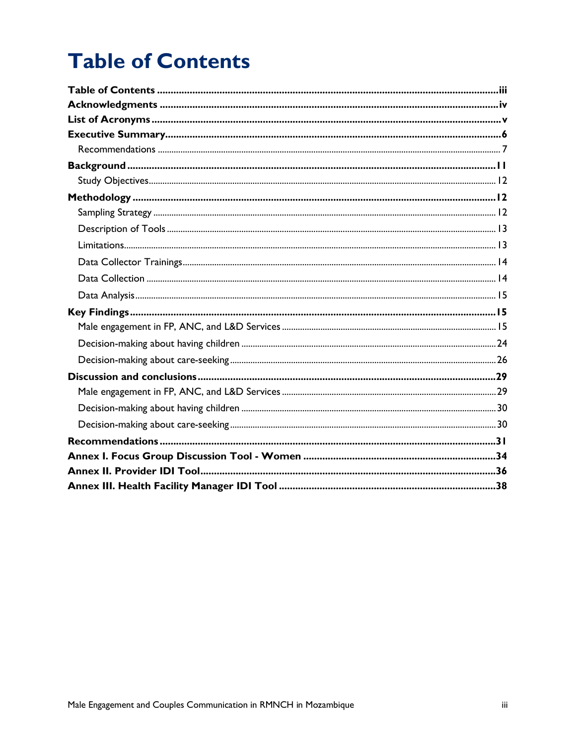# Table of Contents

**Table of Contents** .......... iii
**Acknowledgments** .......... iv
**List of Acronyms** .......... v
**Executive Summary** .......... 6
- Recommendations .......... 7

**Background** .......... 11
- Study Objectives .......... 12

**Methodology** .......... 12
- Sampling Strategy .......... 12
- Description of Tools .......... 13
- Limitations .......... 13
- Data Collector Trainings .......... 14
- Data Collection .......... 14
- Data Analysis .......... 15

**Key Findings** .......... 15
- Male engagement in FP, ANC, and L&D Services .......... 15
- Decision-making about having children .......... 24
- Decision-making about care-seeking .......... 26

**Discussion and conclusions** .......... 29
- Male engagement in FP, ANC, and L&D Services .......... 29
- Decision-making about having children .......... 30
- Decision-making about care-seeking .......... 30

**Recommendations** .......... 31
**Annex I. Focus Group Discussion Tool - Women** .......... 34
**Annex II. Provider IDI Tool** .......... 36
**Annex III. Health Facility Manager IDI Tool** .......... 38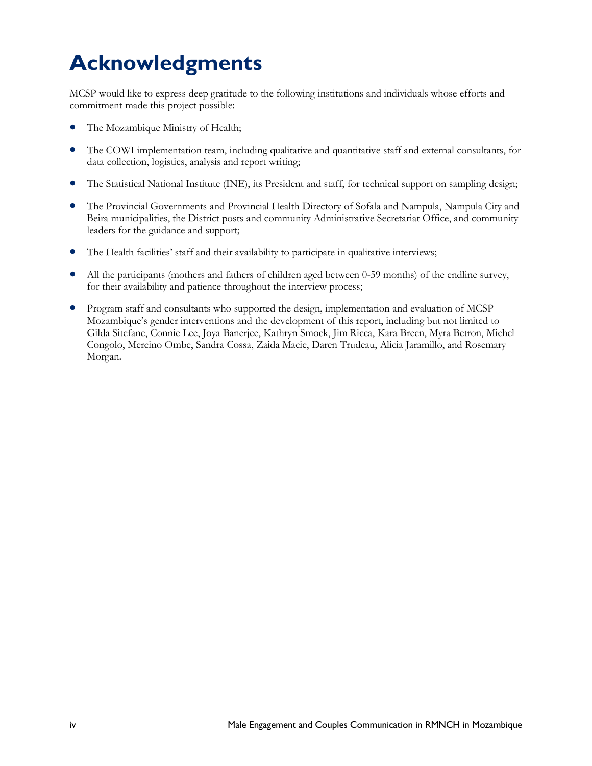# Acknowledgments

MCSP would like to express deep gratitude to the following institutions and individuals whose efforts and commitment made this project possible:

- The Mozambique Ministry of Health;
- The COWI implementation team, including qualitative and quantitative staff and external consultants, for data collection, logistics, analysis and report writing;
- The Statistical National Institute (INE), its President and staff, for technical support on sampling design;
- The Provincial Governments and Provincial Health Directory of Sofala and Nampula, Nampula City and Beira municipalities, the District posts and community Administrative Secretariat Office, and community leaders for the guidance and support;
- The Health facilities' staff and their availability to participate in qualitative interviews;
- All the participants (mothers and fathers of children aged between 0-59 months) of the endline survey, for their availability and patience throughout the interview process;
- Program staff and consultants who supported the design, implementation and evaluation of MCSP Mozambique's gender interventions and the development of this report, including but not limited to Gilda Sitefane, Connie Lee, Joya Banerjee, Kathryn Smock, Jim Ricca, Kara Breen, Myra Betron, Michel Congolo, Mercino Ombe, Sandra Cossa, Zaida Macie, Daren Trudeau, Alicia Jaramillo, and Rosemary Morgan.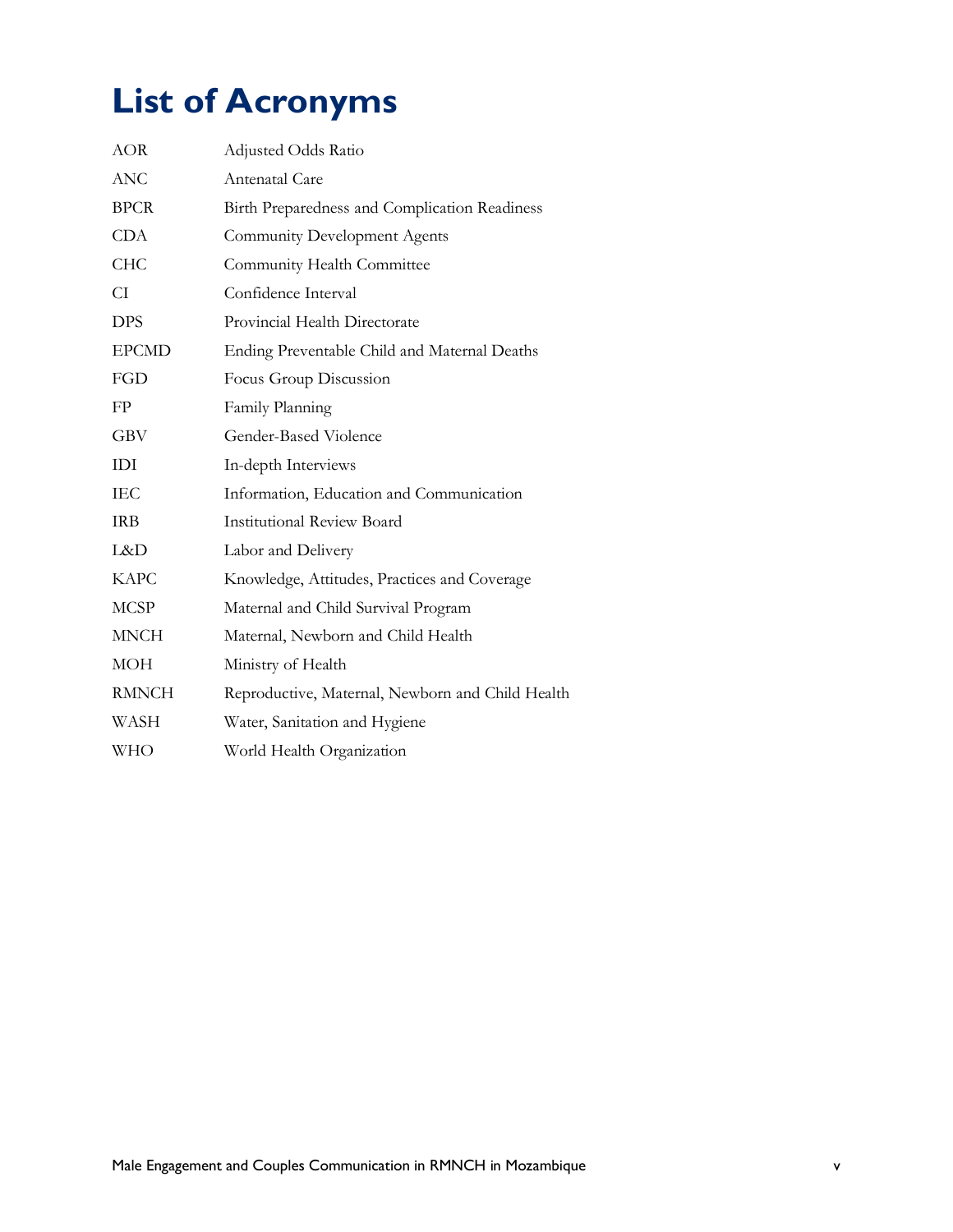# List of Acronyms

| | |
|---|---|
| AOR | Adjusted Odds Ratio |
| ANC | Antenatal Care |
| BPCR | Birth Preparedness and Complication Readiness |
| CDA | Community Development Agents |
| CHC | Community Health Committee |
| CI | Confidence Interval |
| DPS | Provincial Health Directorate |
| EPCMD | Ending Preventable Child and Maternal Deaths |
| FGD | Focus Group Discussion |
| FP | Family Planning |
| GBV | Gender-Based Violence |
| IDI | In-depth Interviews |
| IEC | Information, Education and Communication |
| IRB | Institutional Review Board |
| L&D | Labor and Delivery |
| KAPC | Knowledge, Attitudes, Practices and Coverage |
| MCSP | Maternal and Child Survival Program |
| MNCH | Maternal, Newborn and Child Health |
| MOH | Ministry of Health |
| RMNCH | Reproductive, Maternal, Newborn and Child Health |
| WASH | Water, Sanitation and Hygiene |
| WHO | World Health Organization |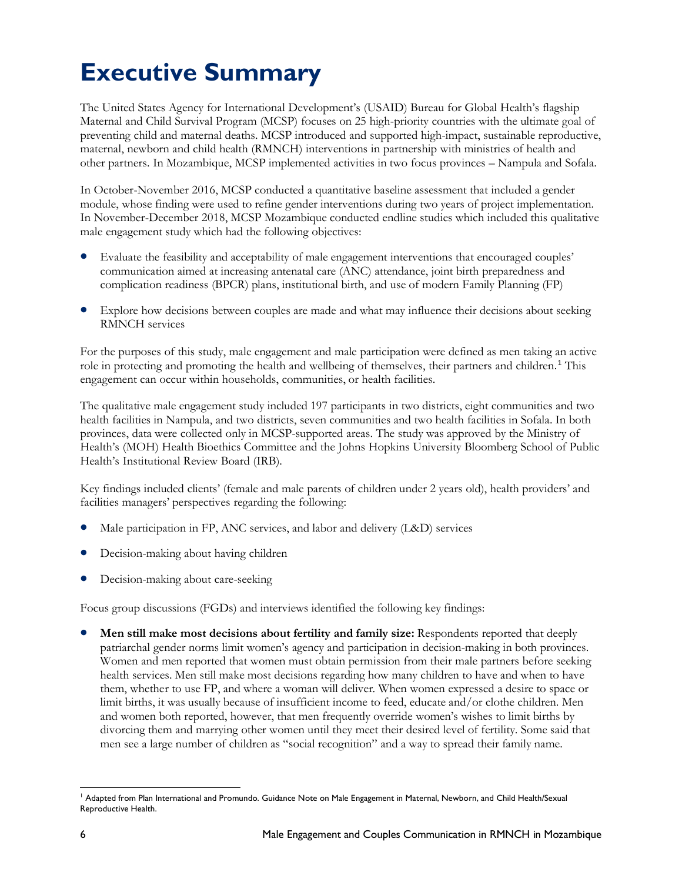# Executive Summary

The United States Agency for International Development's (USAID) Bureau for Global Health's flagship Maternal and Child Survival Program (MCSP) focuses on 25 high-priority countries with the ultimate goal of preventing child and maternal deaths. MCSP introduced and supported high-impact, sustainable reproductive, maternal, newborn and child health (RMNCH) interventions in partnership with ministries of health and other partners. In Mozambique, MCSP implemented activities in two focus provinces – Nampula and Sofala.

In October-November 2016, MCSP conducted a quantitative baseline assessment that included a gender module, whose finding were used to refine gender interventions during two years of project implementation. In November-December 2018, MCSP Mozambique conducted endline studies which included this qualitative male engagement study which had the following objectives:

- Evaluate the feasibility and acceptability of male engagement interventions that encouraged couples' communication aimed at increasing antenatal care (ANC) attendance, joint birth preparedness and complication readiness (BPCR) plans, institutional birth, and use of modern Family Planning (FP)
- Explore how decisions between couples are made and what may influence their decisions about seeking RMNCH services

For the purposes of this study, male engagement and male participation were defined as men taking an active role in protecting and promoting the health and wellbeing of themselves, their partners and children.[1] This engagement can occur within households, communities, or health facilities.

The qualitative male engagement study included 197 participants in two districts, eight communities and two health facilities in Nampula, and two districts, seven communities and two health facilities in Sofala. In both provinces, data were collected only in MCSP-supported areas. The study was approved by the Ministry of Health's (MOH) Health Bioethics Committee and the Johns Hopkins University Bloomberg School of Public Health's Institutional Review Board (IRB).

Key findings included clients' (female and male parents of children under 2 years old), health providers' and facilities managers' perspectives regarding the following:

- Male participation in FP, ANC services, and labor and delivery (L&D) services
- Decision-making about having children
- Decision-making about care-seeking

Focus group discussions (FGDs) and interviews identified the following key findings:

- **Men still make most decisions about fertility and family size:** Respondents reported that deeply patriarchal gender norms limit women's agency and participation in decision-making in both provinces. Women and men reported that women must obtain permission from their male partners before seeking health services. Men still make most decisions regarding how many children to have and when to have them, whether to use FP, and where a woman will deliver. When women expressed a desire to space or limit births, it was usually because of insufficient income to feed, educate and/or clothe children. Men and women both reported, however, that men frequently override women's wishes to limit births by divorcing them and marrying other women until they meet their desired level of fertility. Some said that men see a large number of children as "social recognition" and a way to spread their family name.

[1] Adapted from Plan International and Promundo. Guidance Note on Male Engagement in Maternal, Newborn, and Child Health/Sexual Reproductive Health.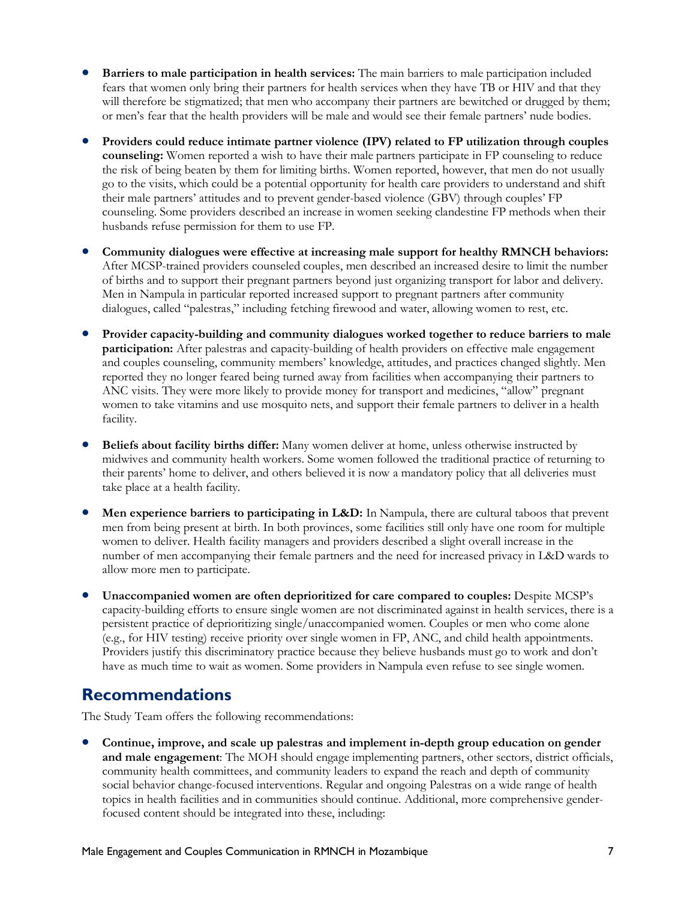- **Barriers to male participation in health services:** The main barriers to male participation included fears that women only bring their partners for health services when they have TB or HIV and that they will therefore be stigmatized; that men who accompany their partners are bewitched or drugged by them; or men's fear that the health providers will be male and would see their female partners' nude bodies.
- **Providers could reduce intimate partner violence (IPV) related to FP utilization through couples counseling:** Women reported a wish to have their male partners participate in FP counseling to reduce the risk of being beaten by them for limiting births. Women reported, however, that men do not usually go to the visits, which could be a potential opportunity for health care providers to understand and shift their male partners' attitudes and to prevent gender-based violence (GBV) through couples' FP counseling. Some providers described an increase in women seeking clandestine FP methods when their husbands refuse permission for them to use FP.
- **Community dialogues were effective at increasing male support for healthy RMNCH behaviors:** After MCSP-trained providers counseled couples, men described an increased desire to limit the number of births and to support their pregnant partners beyond just organizing transport for labor and delivery. Men in Nampula in particular reported increased support to pregnant partners after community dialogues, called "palestras," including fetching firewood and water, allowing women to rest, etc.
- **Provider capacity-building and community dialogues worked together to reduce barriers to male participation:** After palestras and capacity-building of health providers on effective male engagement and couples counseling, community members' knowledge, attitudes, and practices changed slightly. Men reported they no longer feared being turned away from facilities when accompanying their partners to ANC visits. They were more likely to provide money for transport and medicines, "allow" pregnant women to take vitamins and use mosquito nets, and support their female partners to deliver in a health facility.
- **Beliefs about facility births differ:** Many women deliver at home, unless otherwise instructed by midwives and community health workers. Some women followed the traditional practice of returning to their parents' home to deliver, and others believed it is now a mandatory policy that all deliveries must take place at a health facility.
- **Men experience barriers to participating in L&D:** In Nampula, there are cultural taboos that prevent men from being present at birth. In both provinces, some facilities still only have one room for multiple women to deliver. Health facility managers and providers described a slight overall increase in the number of men accompanying their female partners and the need for increased privacy in L&D wards to allow more men to participate.
- **Unaccompanied women are often deprioritized for care compared to couples:** Despite MCSP's capacity-building efforts to ensure single women are not discriminated against in health services, there is a persistent practice of deprioritizing single/unaccompanied women. Couples or men who come alone (e.g., for HIV testing) receive priority over single women in FP, ANC, and child health appointments. Providers justify this discriminatory practice because they believe husbands must go to work and don't have as much time to wait as women. Some providers in Nampula even refuse to see single women.

## Recommendations

The Study Team offers the following recommendations:

- **Continue, improve, and scale up palestras and implement in-depth group education on gender and male engagement**: The MOH should engage implementing partners, other sectors, district officials, community health committees, and community leaders to expand the reach and depth of community social behavior change-focused interventions. Regular and ongoing Palestras on a wide range of health topics in health facilities and in communities should continue. Additional, more comprehensive gender-focused content should be integrated into these, including: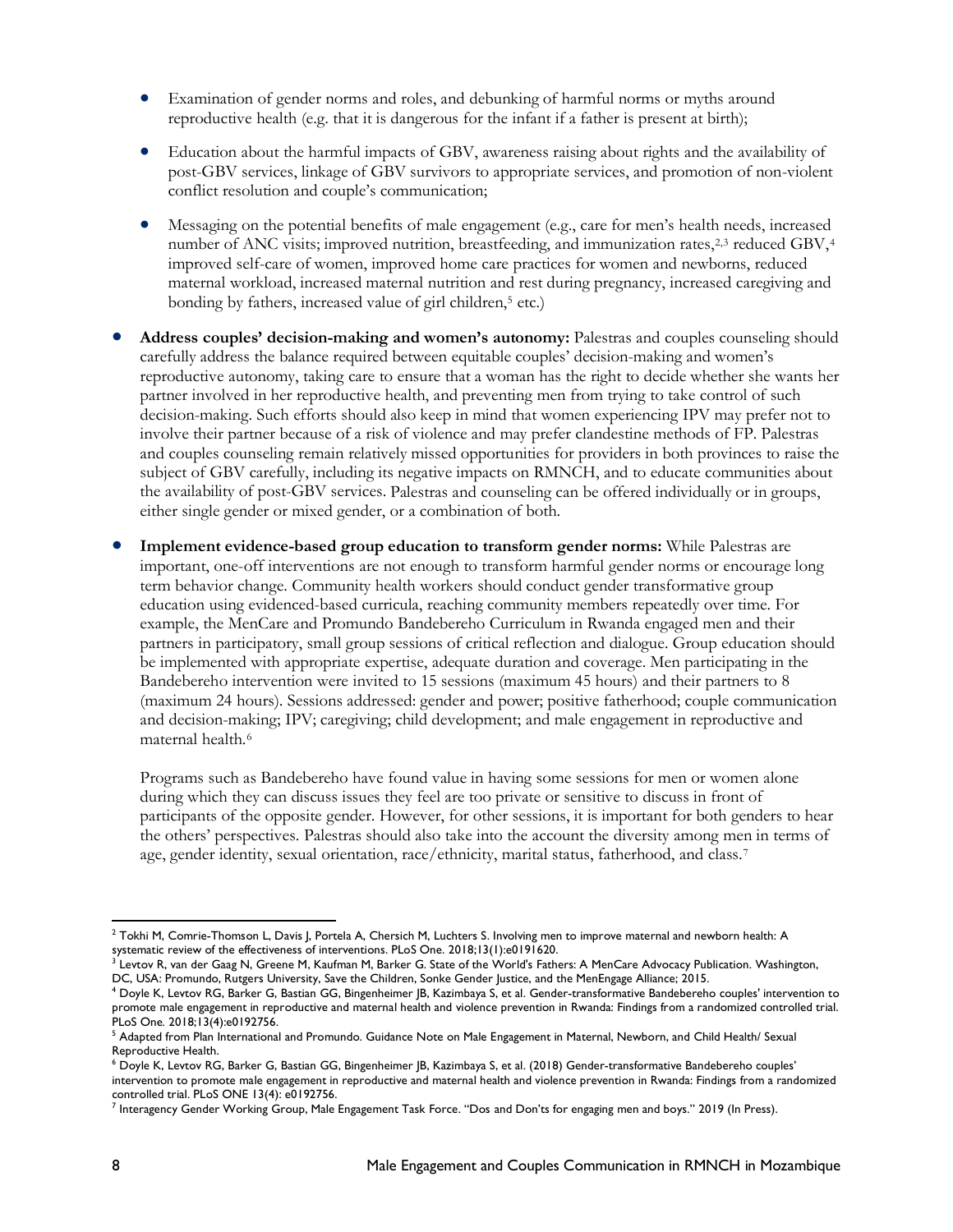- Examination of gender norms and roles, and debunking of harmful norms or myths around reproductive health (e.g. that it is dangerous for the infant if a father is present at birth);

- Education about the harmful impacts of GBV, awareness raising about rights and the availability of post-GBV services, linkage of GBV survivors to appropriate services, and promotion of non-violent conflict resolution and couple's communication;

- Messaging on the potential benefits of male engagement (e.g., care for men's health needs, increased number of ANC visits; improved nutrition, breastfeeding, and immunization rates,[2,3] reduced GBV,[4] improved self-care of women, improved home care practices for women and newborns, reduced maternal workload, increased maternal nutrition and rest during pregnancy, increased caregiving and bonding by fathers, increased value of girl children,[5] etc.)

- **Address couples' decision-making and women's autonomy:** Palestras and couples counseling should carefully address the balance required between equitable couples' decision-making and women's reproductive autonomy, taking care to ensure that a woman has the right to decide whether she wants her partner involved in her reproductive health, and preventing men from trying to take control of such decision-making. Such efforts should also keep in mind that women experiencing IPV may prefer not to involve their partner because of a risk of violence and may prefer clandestine methods of FP. Palestras and couples counseling remain relatively missed opportunities for providers in both provinces to raise the subject of GBV carefully, including its negative impacts on RMNCH, and to educate communities about the availability of post-GBV services. Palestras and counseling can be offered individually or in groups, either single gender or mixed gender, or a combination of both.

- **Implement evidence-based group education to transform gender norms:** While Palestras are important, one-off interventions are not enough to transform harmful gender norms or encourage long term behavior change. Community health workers should conduct gender transformative group education using evidenced-based curricula, reaching community members repeatedly over time. For example, the MenCare and Promundo Bandebereho Curriculum in Rwanda engaged men and their partners in participatory, small group sessions of critical reflection and dialogue. Group education should be implemented with appropriate expertise, adequate duration and coverage. Men participating in the Bandebereho intervention were invited to 15 sessions (maximum 45 hours) and their partners to 8 (maximum 24 hours). Sessions addressed: gender and power; positive fatherhood; couple communication and decision-making; IPV; caregiving; child development; and male engagement in reproductive and maternal health.[6]

  Programs such as Bandebereho have found value in having some sessions for men or women alone during which they can discuss issues they feel are too private or sensitive to discuss in front of participants of the opposite gender. However, for other sessions, it is important for both genders to hear the others' perspectives. Palestras should also take into the account the diversity among men in terms of age, gender identity, sexual orientation, race/ethnicity, marital status, fatherhood, and class.[7]

---

[2] Tokhi M, Comrie-Thomson L, Davis J, Portela A, Chersich M, Luchters S. Involving men to improve maternal and newborn health: A systematic review of the effectiveness of interventions. PLoS One. 2018;13(1):e0191620.

[3] Levtov R, van der Gaag N, Greene M, Kaufman M, Barker G. State of the World's Fathers: A MenCare Advocacy Publication. Washington, DC, USA: Promundo, Rutgers University, Save the Children, Sonke Gender Justice, and the MenEngage Alliance; 2015.

[4] Doyle K, Levtov RG, Barker G, Bastian GG, Bingenheimer JB, Kazimbaya S, et al. Gender-transformative Bandebereho couples' intervention to promote male engagement in reproductive and maternal health and violence prevention in Rwanda: Findings from a randomized controlled trial. PLoS One. 2018;13(4):e0192756.

[5] Adapted from Plan International and Promundo. Guidance Note on Male Engagement in Maternal, Newborn, and Child Health/ Sexual Reproductive Health.

[6] Doyle K, Levtov RG, Barker G, Bastian GG, Bingenheimer JB, Kazimbaya S, et al. (2018) Gender-transformative Bandebereho couples' intervention to promote male engagement in reproductive and maternal health and violence prevention in Rwanda: Findings from a randomized controlled trial. PLoS ONE 13(4): e0192756.

[7] Interagency Gender Working Group, Male Engagement Task Force. "Dos and Don'ts for engaging men and boys." 2019 (In Press).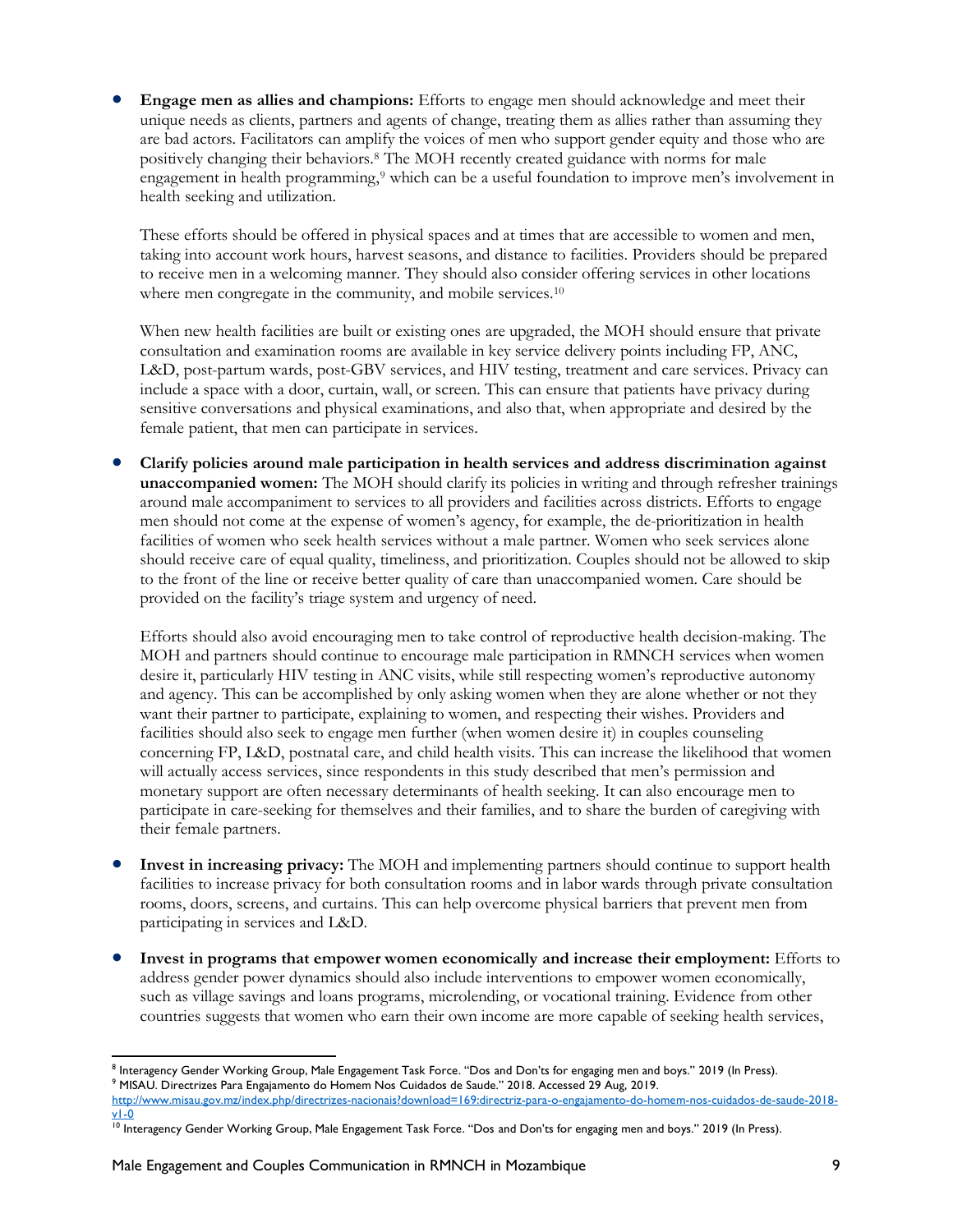- **Engage men as allies and champions:** Efforts to engage men should acknowledge and meet their unique needs as clients, partners and agents of change, treating them as allies rather than assuming they are bad actors. Facilitators can amplify the voices of men who support gender equity and those who are positively changing their behaviors.[8] The MOH recently created guidance with norms for male engagement in health programming,[9] which can be a useful foundation to improve men's involvement in health seeking and utilization.

  These efforts should be offered in physical spaces and at times that are accessible to women and men, taking into account work hours, harvest seasons, and distance to facilities. Providers should be prepared to receive men in a welcoming manner. They should also consider offering services in other locations where men congregate in the community, and mobile services.[10]

  When new health facilities are built or existing ones are upgraded, the MOH should ensure that private consultation and examination rooms are available in key service delivery points including FP, ANC, L&D, post-partum wards, post-GBV services, and HIV testing, treatment and care services. Privacy can include a space with a door, curtain, wall, or screen. This can ensure that patients have privacy during sensitive conversations and physical examinations, and also that, when appropriate and desired by the female patient, that men can participate in services.

- **Clarify policies around male participation in health services and address discrimination against unaccompanied women:** The MOH should clarify its policies in writing and through refresher trainings around male accompaniment to services to all providers and facilities across districts. Efforts to engage men should not come at the expense of women's agency, for example, the de-prioritization in health facilities of women who seek health services without a male partner. Women who seek services alone should receive care of equal quality, timeliness, and prioritization. Couples should not be allowed to skip to the front of the line or receive better quality of care than unaccompanied women. Care should be provided on the facility's triage system and urgency of need.

  Efforts should also avoid encouraging men to take control of reproductive health decision-making. The MOH and partners should continue to encourage male participation in RMNCH services when women desire it, particularly HIV testing in ANC visits, while still respecting women's reproductive autonomy and agency. This can be accomplished by only asking women when they are alone whether or not they want their partner to participate, explaining to women, and respecting their wishes. Providers and facilities should also seek to engage men further (when women desire it) in couples counseling concerning FP, L&D, postnatal care, and child health visits. This can increase the likelihood that women will actually access services, since respondents in this study described that men's permission and monetary support are often necessary determinants of health seeking. It can also encourage men to participate in care-seeking for themselves and their families, and to share the burden of caregiving with their female partners.

- **Invest in increasing privacy:** The MOH and implementing partners should continue to support health facilities to increase privacy for both consultation rooms and in labor wards through private consultation rooms, doors, screens, and curtains. This can help overcome physical barriers that prevent men from participating in services and L&D.

- **Invest in programs that empower women economically and increase their employment:** Efforts to address gender power dynamics should also include interventions to empower women economically, such as village savings and loans programs, microlending, or vocational training. Evidence from other countries suggests that women who earn their own income are more capable of seeking health services,

---

[8] Interagency Gender Working Group, Male Engagement Task Force. "Dos and Don'ts for engaging men and boys." 2019 (In Press).

[9] MISAU. Directrizes Para Engajamento do Homem Nos Cuidados de Saude." 2018. Accessed 29 Aug, 2019. http://www.misau.gov.mz/index.php/directrizes-nacionais?download=169:directriz-para-o-engajamento-do-homem-nos-cuidados-de-saude-2018-v1-0

[10] Interagency Gender Working Group, Male Engagement Task Force. "Dos and Don'ts for engaging men and boys." 2019 (In Press).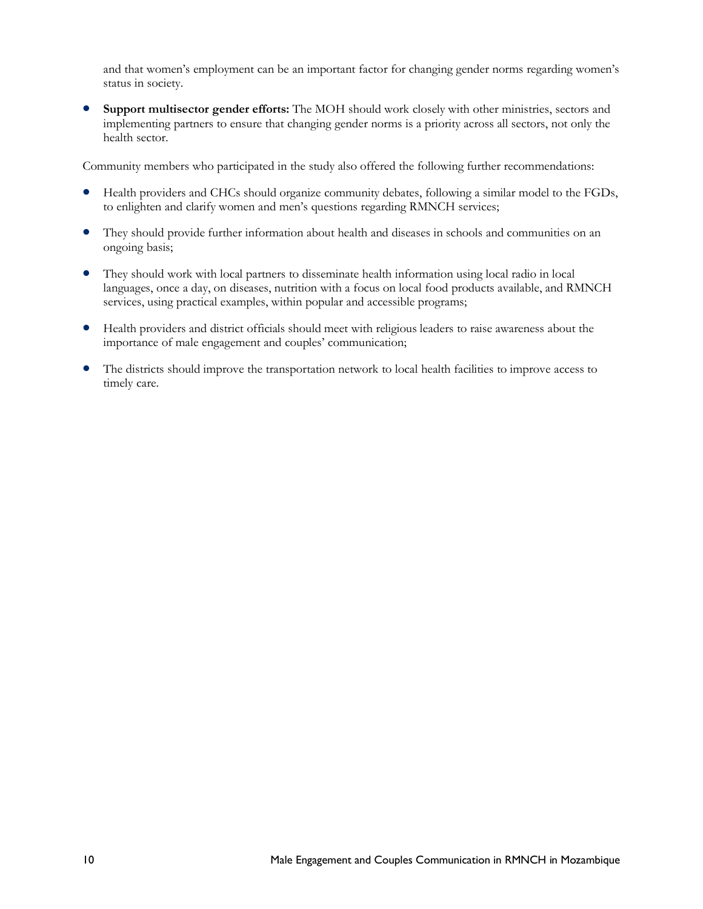and that women's employment can be an important factor for changing gender norms regarding women's status in society.

- **Support multisector gender efforts:** The MOH should work closely with other ministries, sectors and implementing partners to ensure that changing gender norms is a priority across all sectors, not only the health sector.

Community members who participated in the study also offered the following further recommendations:

- Health providers and CHCs should organize community debates, following a similar model to the FGDs, to enlighten and clarify women and men's questions regarding RMNCH services;
- They should provide further information about health and diseases in schools and communities on an ongoing basis;
- They should work with local partners to disseminate health information using local radio in local languages, once a day, on diseases, nutrition with a focus on local food products available, and RMNCH services, using practical examples, within popular and accessible programs;
- Health providers and district officials should meet with religious leaders to raise awareness about the importance of male engagement and couples' communication;
- The districts should improve the transportation network to local health facilities to improve access to timely care.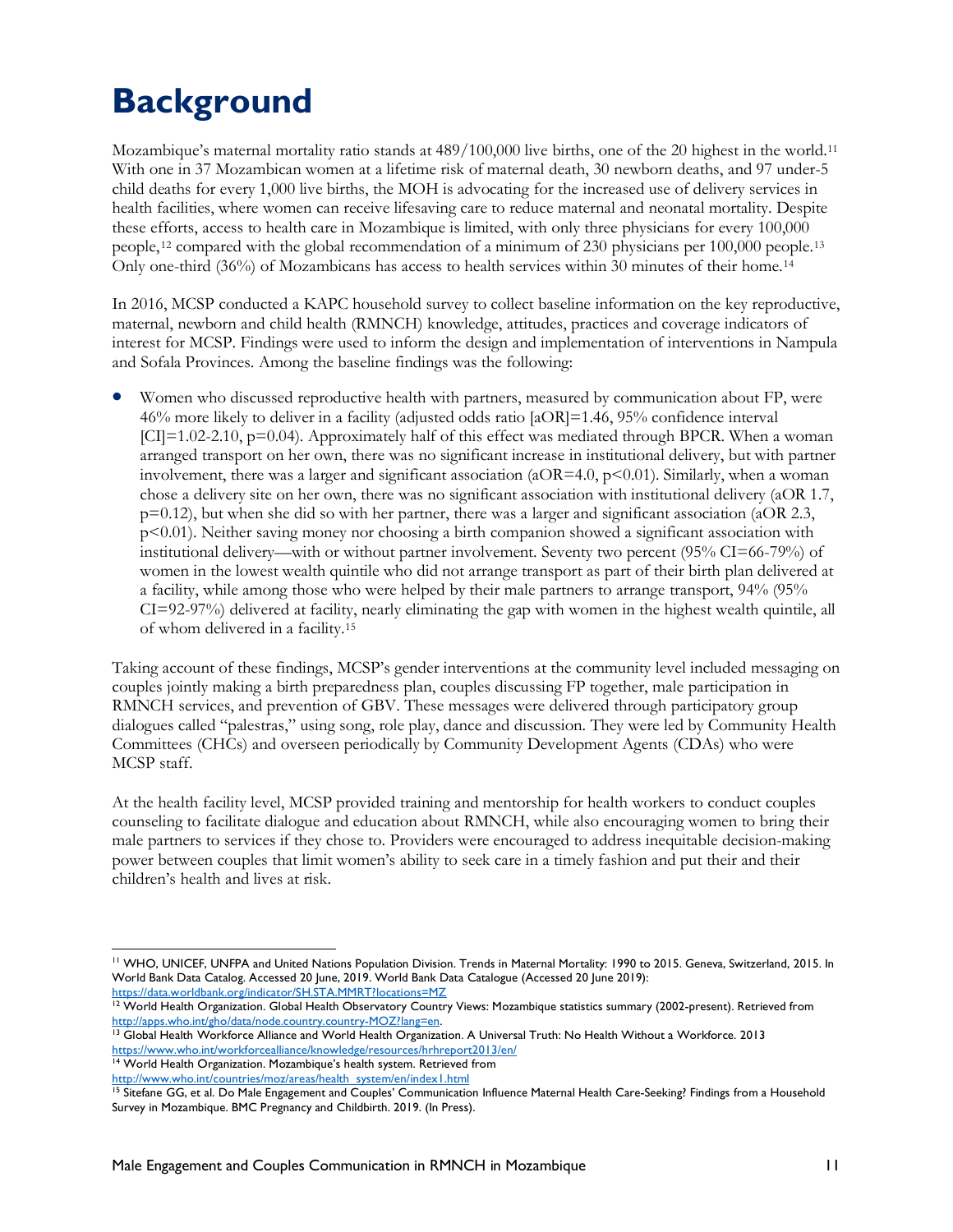# Background

Mozambique's maternal mortality ratio stands at 489/100,000 live births, one of the 20 highest in the world.[11] With one in 37 Mozambican women at a lifetime risk of maternal death, 30 newborn deaths, and 97 under-5 child deaths for every 1,000 live births, the MOH is advocating for the increased use of delivery services in health facilities, where women can receive lifesaving care to reduce maternal and neonatal mortality. Despite these efforts, access to health care in Mozambique is limited, with only three physicians for every 100,000 people,[12] compared with the global recommendation of a minimum of 230 physicians per 100,000 people.[13] Only one-third (36%) of Mozambicans has access to health services within 30 minutes of their home.[14]

In 2016, MCSP conducted a KAPC household survey to collect baseline information on the key reproductive, maternal, newborn and child health (RMNCH) knowledge, attitudes, practices and coverage indicators of interest for MCSP. Findings were used to inform the design and implementation of interventions in Nampula and Sofala Provinces. Among the baseline findings was the following:

- Women who discussed reproductive health with partners, measured by communication about FP, were 46% more likely to deliver in a facility (adjusted odds ratio [aOR]=1.46, 95% confidence interval [CI]=1.02-2.10, p=0.04). Approximately half of this effect was mediated through BPCR. When a woman arranged transport on her own, there was no significant increase in institutional delivery, but with partner involvement, there was a larger and significant association (aOR=4.0, p<0.01). Similarly, when a woman chose a delivery site on her own, there was no significant association with institutional delivery (aOR 1.7, p=0.12), but when she did so with her partner, there was a larger and significant association (aOR 2.3, p<0.01). Neither saving money nor choosing a birth companion showed a significant association with institutional delivery—with or without partner involvement. Seventy two percent (95% CI=66-79%) of women in the lowest wealth quintile who did not arrange transport as part of their birth plan delivered at a facility, while among those who were helped by their male partners to arrange transport, 94% (95% CI=92-97%) delivered at facility, nearly eliminating the gap with women in the highest wealth quintile, all of whom delivered in a facility.[15]

Taking account of these findings, MCSP's gender interventions at the community level included messaging on couples jointly making a birth preparedness plan, couples discussing FP together, male participation in RMNCH services, and prevention of GBV. These messages were delivered through participatory group dialogues called "palestras," using song, role play, dance and discussion. They were led by Community Health Committees (CHCs) and overseen periodically by Community Development Agents (CDAs) who were MCSP staff.

At the health facility level, MCSP provided training and mentorship for health workers to conduct couples counseling to facilitate dialogue and education about RMNCH, while also encouraging women to bring their male partners to services if they chose to. Providers were encouraged to address inequitable decision-making power between couples that limit women's ability to seek care in a timely fashion and put their and their children's health and lives at risk.

---

[11] WHO, UNICEF, UNFPA and United Nations Population Division. Trends in Maternal Mortality: 1990 to 2015. Geneva, Switzerland, 2015. In World Bank Data Catalog. Accessed 20 June, 2019. World Bank Data Catalogue (Accessed 20 June 2019): https://data.worldbank.org/indicator/SH.STA.MMRT?locations=MZ

[12] World Health Organization. Global Health Observatory Country Views: Mozambique statistics summary (2002-present). Retrieved from http://apps.who.int/gho/data/node.country.country-MOZ?lang=en.

[13] Global Health Workforce Alliance and World Health Organization. A Universal Truth: No Health Without a Workforce. 2013 https://www.who.int/workforcealliance/knowledge/resources/hrhreport2013/en/

[14] World Health Organization. Mozambique's health system. Retrieved from http://www.who.int/countries/moz/areas/health_system/en/index1.html

[15] Sitefane GG, et al. Do Male Engagement and Couples' Communication Influence Maternal Health Care-Seeking? Findings from a Household Survey in Mozambique. BMC Pregnancy and Childbirth. 2019. (In Press).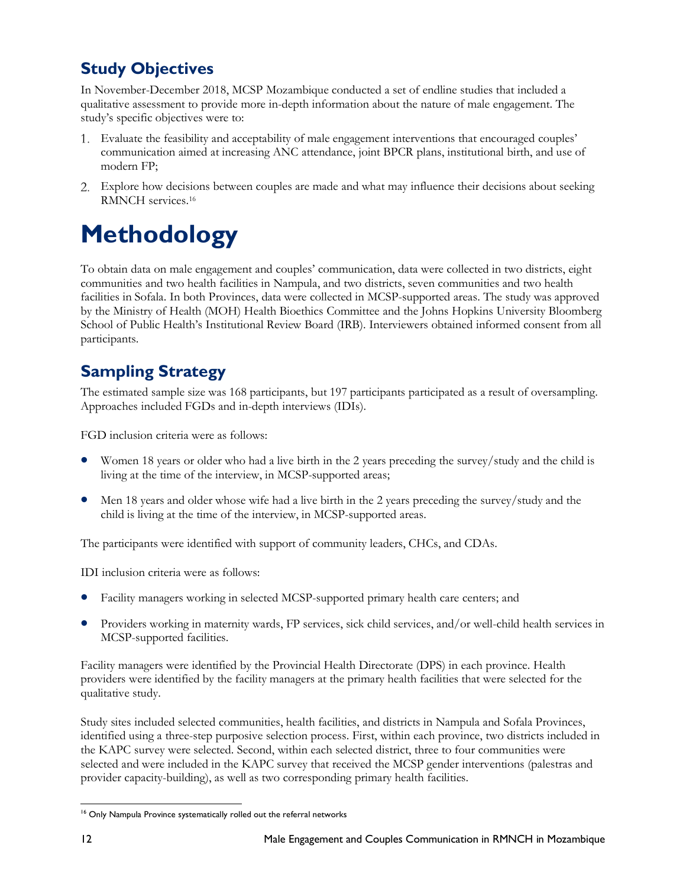## Study Objectives

In November-December 2018, MCSP Mozambique conducted a set of endline studies that included a qualitative assessment to provide more in-depth information about the nature of male engagement. The study's specific objectives were to:

1. Evaluate the feasibility and acceptability of male engagement interventions that encouraged couples' communication aimed at increasing ANC attendance, joint BPCR plans, institutional birth, and use of modern FP;
2. Explore how decisions between couples are made and what may influence their decisions about seeking RMNCH services.[16]

# Methodology

To obtain data on male engagement and couples' communication, data were collected in two districts, eight communities and two health facilities in Nampula, and two districts, seven communities and two health facilities in Sofala. In both Provinces, data were collected in MCSP-supported areas. The study was approved by the Ministry of Health (MOH) Health Bioethics Committee and the Johns Hopkins University Bloomberg School of Public Health's Institutional Review Board (IRB). Interviewers obtained informed consent from all participants.

## Sampling Strategy

The estimated sample size was 168 participants, but 197 participants participated as a result of oversampling. Approaches included FGDs and in-depth interviews (IDIs).

FGD inclusion criteria were as follows:

- Women 18 years or older who had a live birth in the 2 years preceding the survey/study and the child is living at the time of the interview, in MCSP-supported areas;
- Men 18 years and older whose wife had a live birth in the 2 years preceding the survey/study and the child is living at the time of the interview, in MCSP-supported areas.

The participants were identified with support of community leaders, CHCs, and CDAs.

IDI inclusion criteria were as follows:

- Facility managers working in selected MCSP-supported primary health care centers; and
- Providers working in maternity wards, FP services, sick child services, and/or well-child health services in MCSP-supported facilities.

Facility managers were identified by the Provincial Health Directorate (DPS) in each province. Health providers were identified by the facility managers at the primary health facilities that were selected for the qualitative study.

Study sites included selected communities, health facilities, and districts in Nampula and Sofala Provinces, identified using a three-step purposive selection process. First, within each province, two districts included in the KAPC survey were selected. Second, within each selected district, three to four communities were selected and were included in the KAPC survey that received the MCSP gender interventions (palestras and provider capacity-building), as well as two corresponding primary health facilities.

[16] Only Nampula Province systematically rolled out the referral networks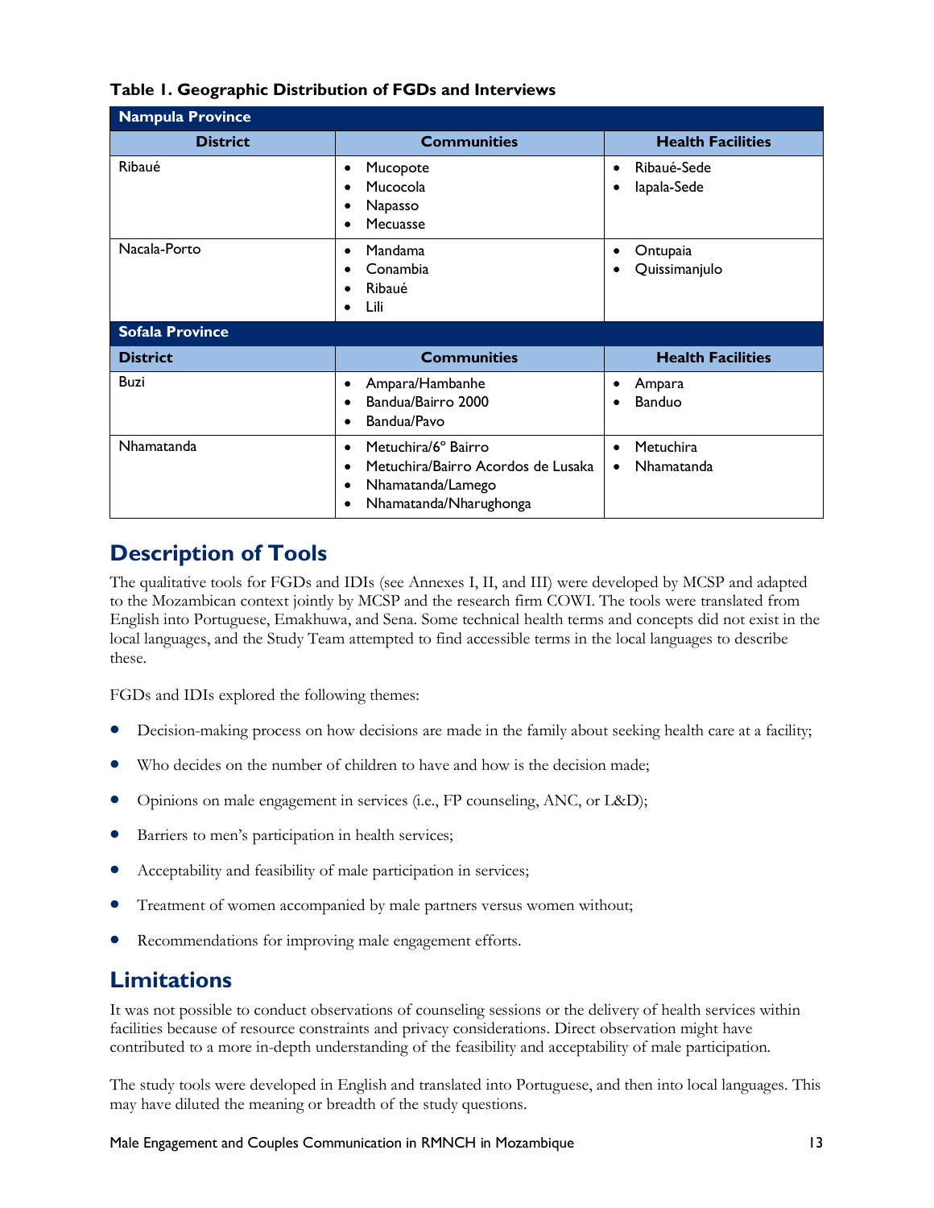**Table 1. Geographic Distribution of FGDs and Interviews**

| **Nampula Province** | | |
|---|---|---|
| **District** | **Communities** | **Health Facilities** |
| Ribaué | • Mucopote<br>• Mucocola<br>• Napasso<br>• Mecuasse | • Ribaué-Sede<br>• Iapala-Sede |
| Nacala-Porto | • Mandama<br>• Conambia<br>• Ribaué<br>• Lili | • Ontupaia<br>• Quissimanjulo |
| **Sofala Province** | | |
| **District** | **Communities** | **Health Facilities** |
| Buzi | • Ampara/Hambanhe<br>• Bandua/Bairro 2000<br>• Bandua/Pavo | • Ampara<br>• Banduo |
| Nhamatanda | • Metuchira/6° Bairro<br>• Metuchira/Bairro Acordos de Lusaka<br>• Nhamatanda/Lamego<br>• Nhamatanda/Nharughonga | • Metuchira<br>• Nhamatanda |

## Description of Tools

The qualitative tools for FGDs and IDIs (see Annexes I, II, and III) were developed by MCSP and adapted to the Mozambican context jointly by MCSP and the research firm COWI. The tools were translated from English into Portuguese, Emakhuwa, and Sena. Some technical health terms and concepts did not exist in the local languages, and the Study Team attempted to find accessible terms in the local languages to describe these.

FGDs and IDIs explored the following themes:

- Decision-making process on how decisions are made in the family about seeking health care at a facility;
- Who decides on the number of children to have and how is the decision made;
- Opinions on male engagement in services (i.e., FP counseling, ANC, or L&D);
- Barriers to men's participation in health services;
- Acceptability and feasibility of male participation in services;
- Treatment of women accompanied by male partners versus women without;
- Recommendations for improving male engagement efforts.

## Limitations

It was not possible to conduct observations of counseling sessions or the delivery of health services within facilities because of resource constraints and privacy considerations. Direct observation might have contributed to a more in-depth understanding of the feasibility and acceptability of male participation.

The study tools were developed in English and translated into Portuguese, and then into local languages. This may have diluted the meaning or breadth of the study questions.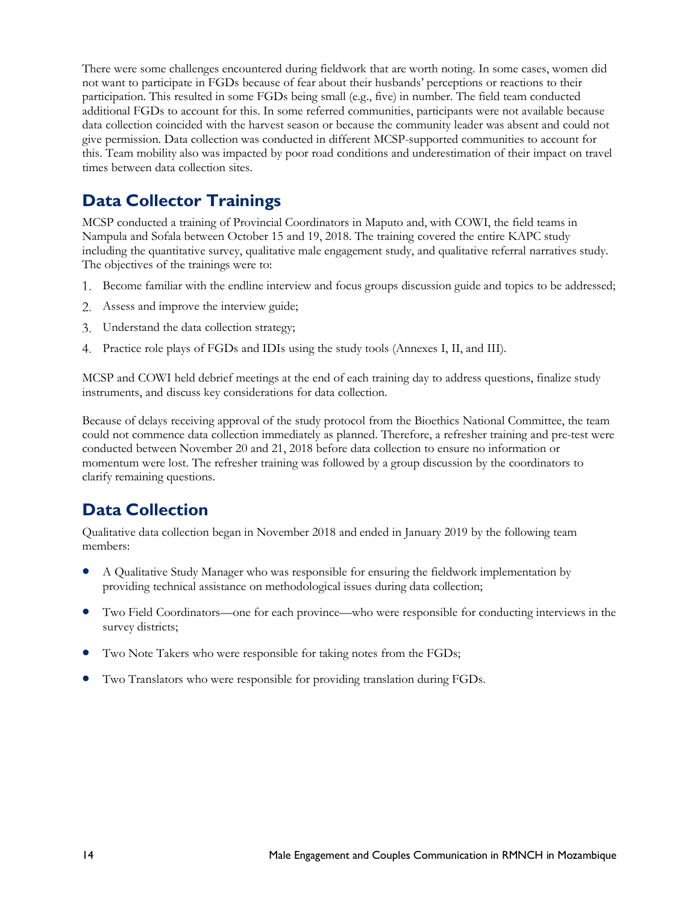There were some challenges encountered during fieldwork that are worth noting. In some cases, women did not want to participate in FGDs because of fear about their husbands' perceptions or reactions to their participation. This resulted in some FGDs being small (e.g., five) in number. The field team conducted additional FGDs to account for this. In some referred communities, participants were not available because data collection coincided with the harvest season or because the community leader was absent and could not give permission. Data collection was conducted in different MCSP-supported communities to account for this. Team mobility also was impacted by poor road conditions and underestimation of their impact on travel times between data collection sites.

## Data Collector Trainings

MCSP conducted a training of Provincial Coordinators in Maputo and, with COWI, the field teams in Nampula and Sofala between October 15 and 19, 2018. The training covered the entire KAPC study including the quantitative survey, qualitative male engagement study, and qualitative referral narratives study. The objectives of the trainings were to:

1. Become familiar with the endline interview and focus groups discussion guide and topics to be addressed;
2. Assess and improve the interview guide;
3. Understand the data collection strategy;
4. Practice role plays of FGDs and IDIs using the study tools (Annexes I, II, and III).

MCSP and COWI held debrief meetings at the end of each training day to address questions, finalize study instruments, and discuss key considerations for data collection.

Because of delays receiving approval of the study protocol from the Bioethics National Committee, the team could not commence data collection immediately as planned. Therefore, a refresher training and pre-test were conducted between November 20 and 21, 2018 before data collection to ensure no information or momentum were lost. The refresher training was followed by a group discussion by the coordinators to clarify remaining questions.

## Data Collection

Qualitative data collection began in November 2018 and ended in January 2019 by the following team members:

- A Qualitative Study Manager who was responsible for ensuring the fieldwork implementation by providing technical assistance on methodological issues during data collection;
- Two Field Coordinators—one for each province—who were responsible for conducting interviews in the survey districts;
- Two Note Takers who were responsible for taking notes from the FGDs;
- Two Translators who were responsible for providing translation during FGDs.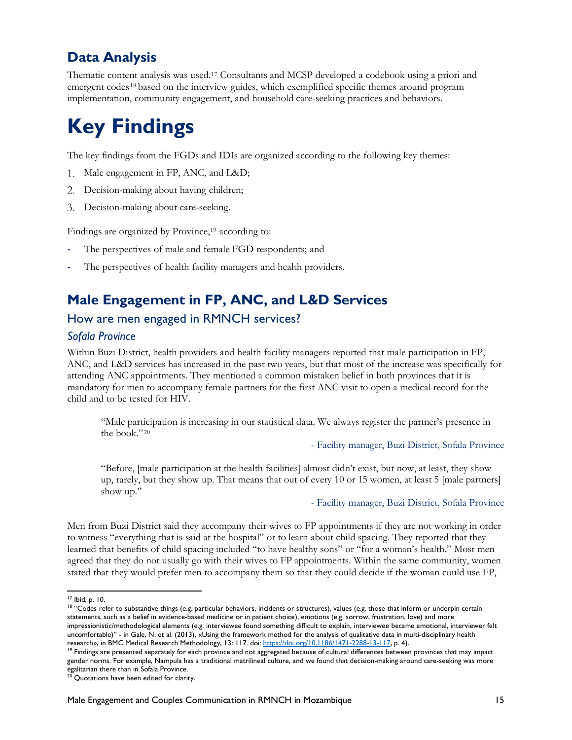## Data Analysis

Thematic content analysis was used.[17] Consultants and MCSP developed a codebook using a priori and emergent codes[18] based on the interview guides, which exemplified specific themes around program implementation, community engagement, and household care-seeking practices and behaviors.

# Key Findings

The key findings from the FGDs and IDIs are organized according to the following key themes:

1. Male engagement in FP, ANC, and L&D;
2. Decision-making about having children;
3. Decision-making about care-seeking.

Findings are organized by Province,[19] according to:

- The perspectives of male and female FGD respondents; and
- The perspectives of health facility managers and health providers.

## Male Engagement in FP, ANC, and L&D Services

### How are men engaged in RMNCH services?

#### *Sofala Province*

Within Buzi District, health providers and health facility managers reported that male participation in FP, ANC, and L&D services has increased in the past two years, but that most of the increase was specifically for attending ANC appointments. They mentioned a common mistaken belief in both provinces that it is mandatory for men to accompany female partners for the first ANC visit to open a medical record for the child and to be tested for HIV.

> "Male participation is increasing in our statistical data. We always register the partner's presence in the book."[20]
>
> \- Facility manager, Buzi District, Sofala Province

> "Before, [male participation at the health facilities] almost didn't exist, but now, at least, they show up, rarely, but they show up. That means that out of every 10 or 15 women, at least 5 [male partners] show up."
>
> \- Facility manager, Buzi District, Sofala Province

Men from Buzi District said they accompany their wives to FP appointments if they are not working in order to witness "everything that is said at the hospital" or to learn about child spacing. They reported that they learned that benefits of child spacing included "to have healthy sons" or "for a woman's health." Most men agreed that they do not usually go with their wives to FP appointments. Within the same community, women stated that they would prefer men to accompany them so that they could decide if the woman could use FP,

---

[17] Ibid, p. 10.

[18] "Codes refer to substantive things (e.g. particular behaviors, incidents or structures), values (e.g. those that inform or underpin certain statements, such as a belief in evidence-based medicine or in patient choice), emotions (e.g. sorrow, frustration, love) and more impressionistic/methodological elements (e.g. interviewee found something difficult to explain, interviewee became emotional, interviewer felt uncomfortable)" - in Gale, N. et al. (2013), «Using the framework method for the analysis of qualitative data in multi-disciplinary health research», in BMC Medical Research Methodology, 13: 117. doi: https://doi.org/10.1186/1471-2288-13-117, p. 4).

[19] Findings are presented separately for each province and not aggregated because of cultural differences between provinces that may impact gender norms. For example, Nampula has a traditional matrilineal culture, and we found that decision-making around care-seeking was more egalitarian there than in Sofala Province.

[20] Quotations have been edited for clarity.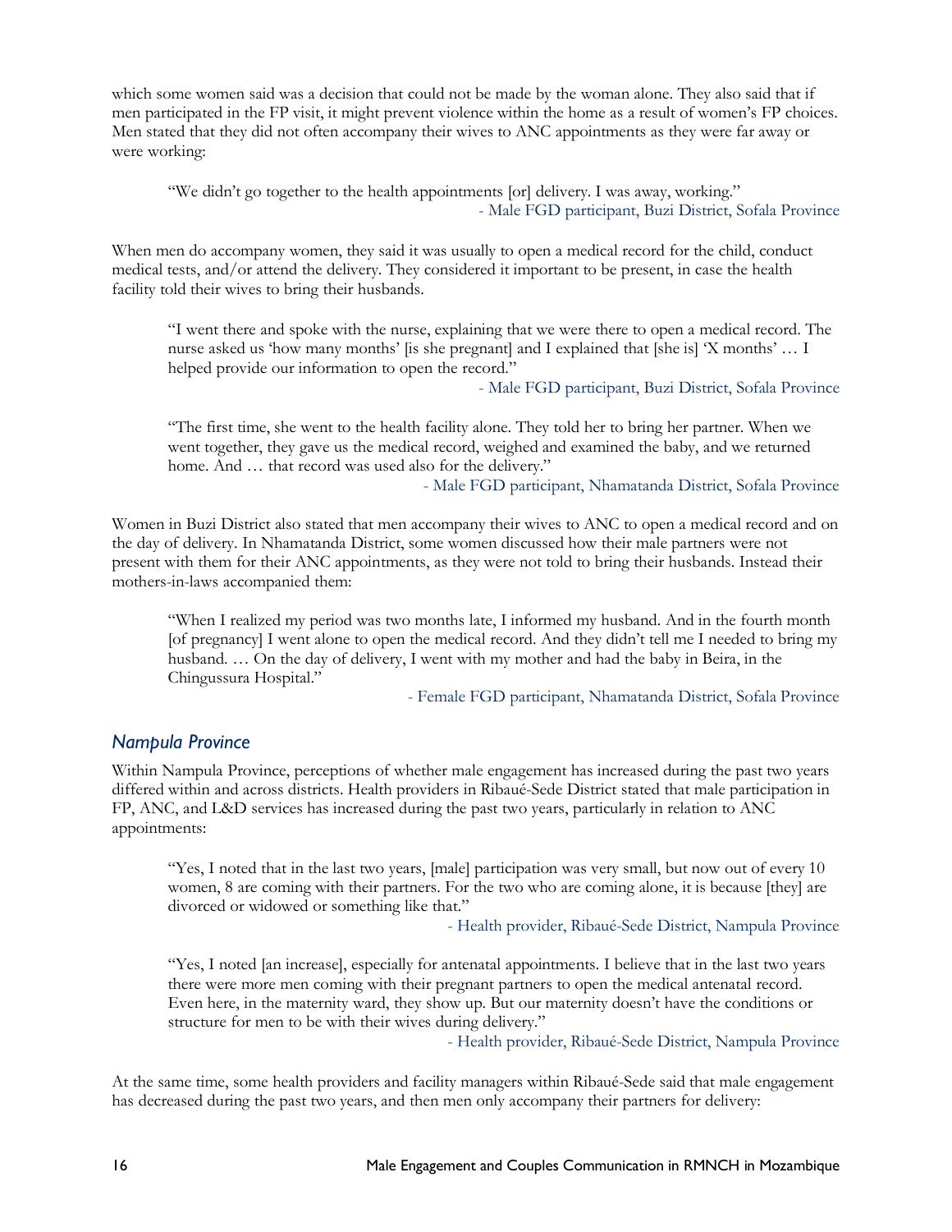which some women said was a decision that could not be made by the woman alone. They also said that if men participated in the FP visit, it might prevent violence within the home as a result of women's FP choices. Men stated that they did not often accompany their wives to ANC appointments as they were far away or were working:

> "We didn't go together to the health appointments [or] delivery. I was away, working."
>
> \- Male FGD participant, Buzi District, Sofala Province

When men do accompany women, they said it was usually to open a medical record for the child, conduct medical tests, and/or attend the delivery. They considered it important to be present, in case the health facility told their wives to bring their husbands.

> "I went there and spoke with the nurse, explaining that we were there to open a medical record. The nurse asked us 'how many months' [is she pregnant] and I explained that [she is] 'X months' … I helped provide our information to open the record."
>
> \- Male FGD participant, Buzi District, Sofala Province

> "The first time, she went to the health facility alone. They told her to bring her partner. When we went together, they gave us the medical record, weighed and examined the baby, and we returned home. And … that record was used also for the delivery."
>
> \- Male FGD participant, Nhamatanda District, Sofala Province

Women in Buzi District also stated that men accompany their wives to ANC to open a medical record and on the day of delivery. In Nhamatanda District, some women discussed how their male partners were not present with them for their ANC appointments, as they were not told to bring their husbands. Instead their mothers-in-laws accompanied them:

> "When I realized my period was two months late, I informed my husband. And in the fourth month [of pregnancy] I went alone to open the medical record. And they didn't tell me I needed to bring my husband. … On the day of delivery, I went with my mother and had the baby in Beira, in the Chingussura Hospital."
>
> \- Female FGD participant, Nhamatanda District, Sofala Province

### *Nampula Province*

Within Nampula Province, perceptions of whether male engagement has increased during the past two years differed within and across districts. Health providers in Ribaué-Sede District stated that male participation in FP, ANC, and L&D services has increased during the past two years, particularly in relation to ANC appointments:

> "Yes, I noted that in the last two years, [male] participation was very small, but now out of every 10 women, 8 are coming with their partners. For the two who are coming alone, it is because [they] are divorced or widowed or something like that."
>
> \- Health provider, Ribaué-Sede District, Nampula Province

> "Yes, I noted [an increase], especially for antenatal appointments. I believe that in the last two years there were more men coming with their pregnant partners to open the medical antenatal record. Even here, in the maternity ward, they show up. But our maternity doesn't have the conditions or structure for men to be with their wives during delivery."
>
> \- Health provider, Ribaué-Sede District, Nampula Province

At the same time, some health providers and facility managers within Ribaué-Sede said that male engagement has decreased during the past two years, and then men only accompany their partners for delivery: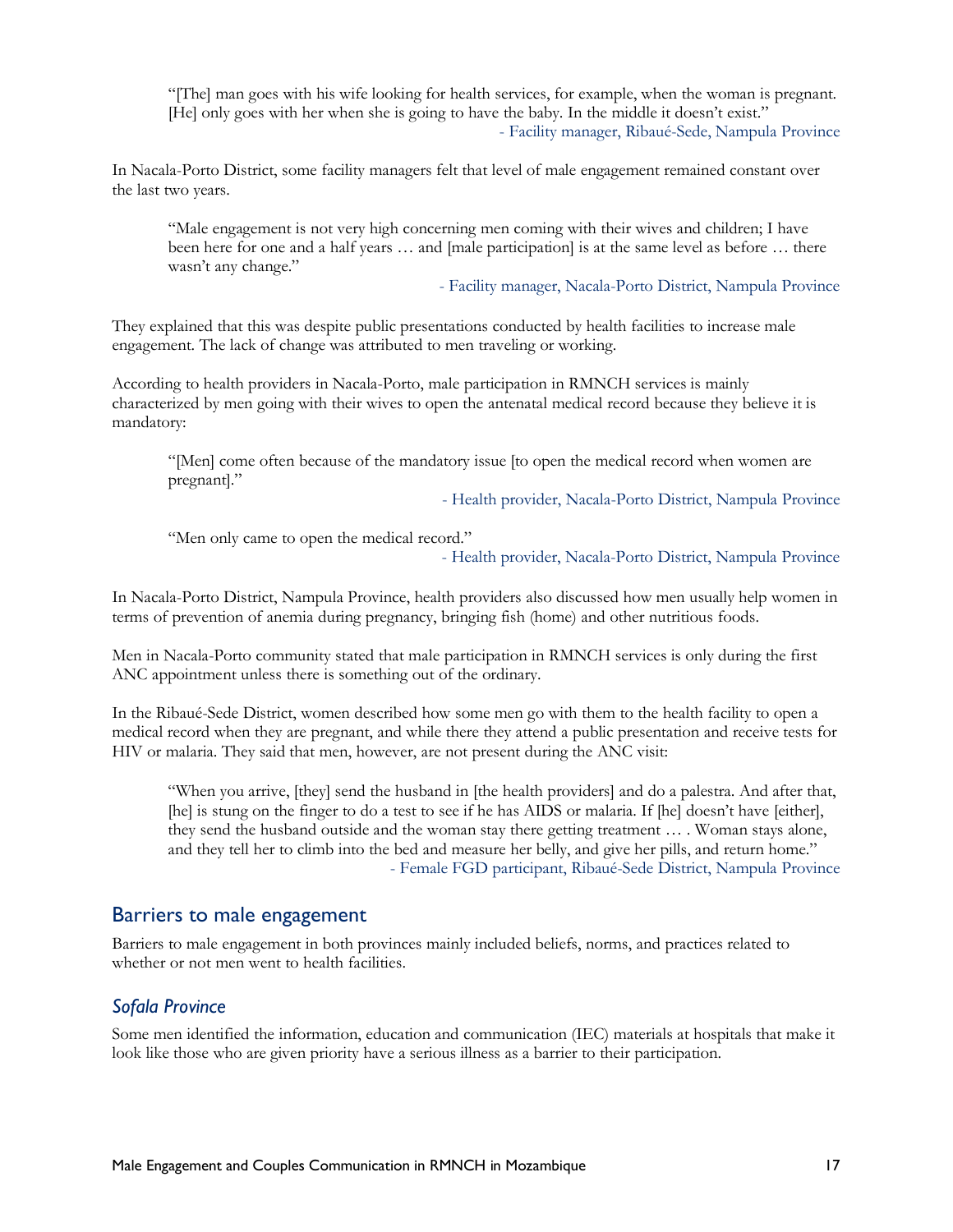> "[The] man goes with his wife looking for health services, for example, when the woman is pregnant. [He] only goes with her when she is going to have the baby. In the middle it doesn't exist."
>
> \- Facility manager, Ribaué-Sede, Nampula Province

In Nacala-Porto District, some facility managers felt that level of male engagement remained constant over the last two years.

> "Male engagement is not very high concerning men coming with their wives and children; I have been here for one and a half years … and [male participation] is at the same level as before … there wasn't any change."
>
> \- Facility manager, Nacala-Porto District, Nampula Province

They explained that this was despite public presentations conducted by health facilities to increase male engagement. The lack of change was attributed to men traveling or working.

According to health providers in Nacala-Porto, male participation in RMNCH services is mainly characterized by men going with their wives to open the antenatal medical record because they believe it is mandatory:

> "[Men] come often because of the mandatory issue [to open the medical record when women are pregnant]."
>
> \- Health provider, Nacala-Porto District, Nampula Province

> "Men only came to open the medical record."
>
> \- Health provider, Nacala-Porto District, Nampula Province

In Nacala-Porto District, Nampula Province, health providers also discussed how men usually help women in terms of prevention of anemia during pregnancy, bringing fish (home) and other nutritious foods.

Men in Nacala-Porto community stated that male participation in RMNCH services is only during the first ANC appointment unless there is something out of the ordinary.

In the Ribaué-Sede District, women described how some men go with them to the health facility to open a medical record when they are pregnant, and while there they attend a public presentation and receive tests for HIV or malaria. They said that men, however, are not present during the ANC visit:

> "When you arrive, [they] send the husband in [the health providers] and do a palestra. And after that, [he] is stung on the finger to do a test to see if he has AIDS or malaria. If [he] doesn't have [either], they send the husband outside and the woman stay there getting treatment … . Woman stays alone, and they tell her to climb into the bed and measure her belly, and give her pills, and return home."
>
> \- Female FGD participant, Ribaué-Sede District, Nampula Province

## Barriers to male engagement

Barriers to male engagement in both provinces mainly included beliefs, norms, and practices related to whether or not men went to health facilities.

### *Sofala Province*

Some men identified the information, education and communication (IEC) materials at hospitals that make it look like those who are given priority have a serious illness as a barrier to their participation.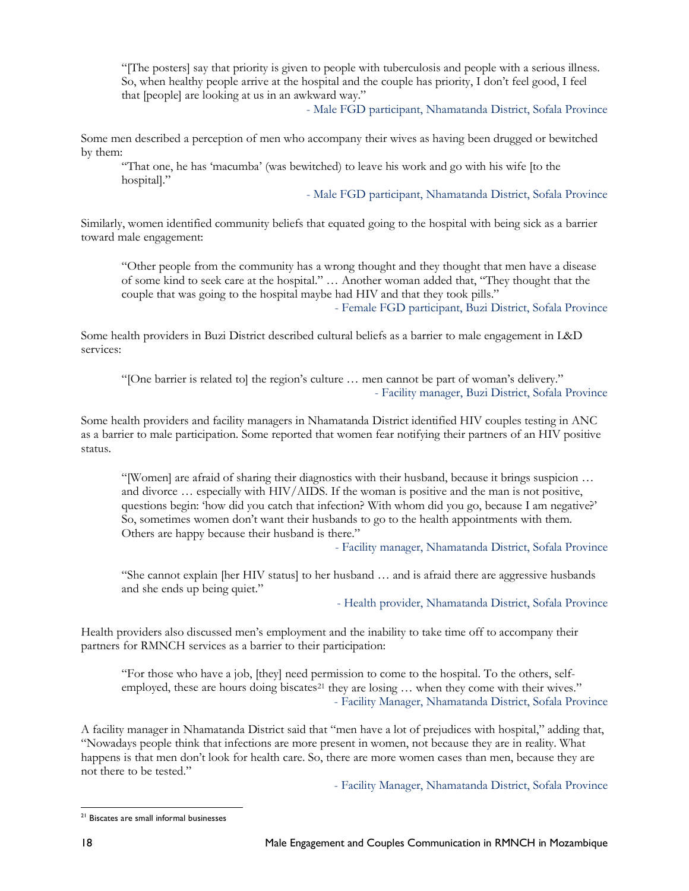> "[The posters] say that priority is given to people with tuberculosis and people with a serious illness. So, when healthy people arrive at the hospital and the couple has priority, I don't feel good, I feel that [people] are looking at us in an awkward way."
>
> \- Male FGD participant, Nhamatanda District, Sofala Province

Some men described a perception of men who accompany their wives as having been drugged or bewitched by them:

> "That one, he has 'macumba' (was bewitched) to leave his work and go with his wife [to the hospital]."
>
> \- Male FGD participant, Nhamatanda District, Sofala Province

Similarly, women identified community beliefs that equated going to the hospital with being sick as a barrier toward male engagement:

> "Other people from the community has a wrong thought and they thought that men have a disease of some kind to seek care at the hospital." … Another woman added that, "They thought that the couple that was going to the hospital maybe had HIV and that they took pills."
>
> \- Female FGD participant, Buzi District, Sofala Province

Some health providers in Buzi District described cultural beliefs as a barrier to male engagement in L&D services:

> "[One barrier is related to] the region's culture … men cannot be part of woman's delivery."
>
> \- Facility manager, Buzi District, Sofala Province

Some health providers and facility managers in Nhamatanda District identified HIV couples testing in ANC as a barrier to male participation. Some reported that women fear notifying their partners of an HIV positive status.

> "[Women] are afraid of sharing their diagnostics with their husband, because it brings suspicion … and divorce … especially with HIV/AIDS. If the woman is positive and the man is not positive, questions begin: 'how did you catch that infection? With whom did you go, because I am negative?' So, sometimes women don't want their husbands to go to the health appointments with them. Others are happy because their husband is there."
>
> \- Facility manager, Nhamatanda District, Sofala Province

> "She cannot explain [her HIV status] to her husband … and is afraid there are aggressive husbands and she ends up being quiet."
>
> \- Health provider, Nhamatanda District, Sofala Province

Health providers also discussed men's employment and the inability to take time off to accompany their partners for RMNCH services as a barrier to their participation:

> "For those who have a job, [they] need permission to come to the hospital. To the others, self-employed, these are hours doing biscates[21] they are losing … when they come with their wives."
>
> \- Facility Manager, Nhamatanda District, Sofala Province

A facility manager in Nhamatanda District said that "men have a lot of prejudices with hospital," adding that, "Nowadays people think that infections are more present in women, not because they are in reality. What happens is that men don't look for health care. So, there are more women cases than men, because they are not there to be tested."

\- Facility Manager, Nhamatanda District, Sofala Province

---

[21] Biscates are small informal businesses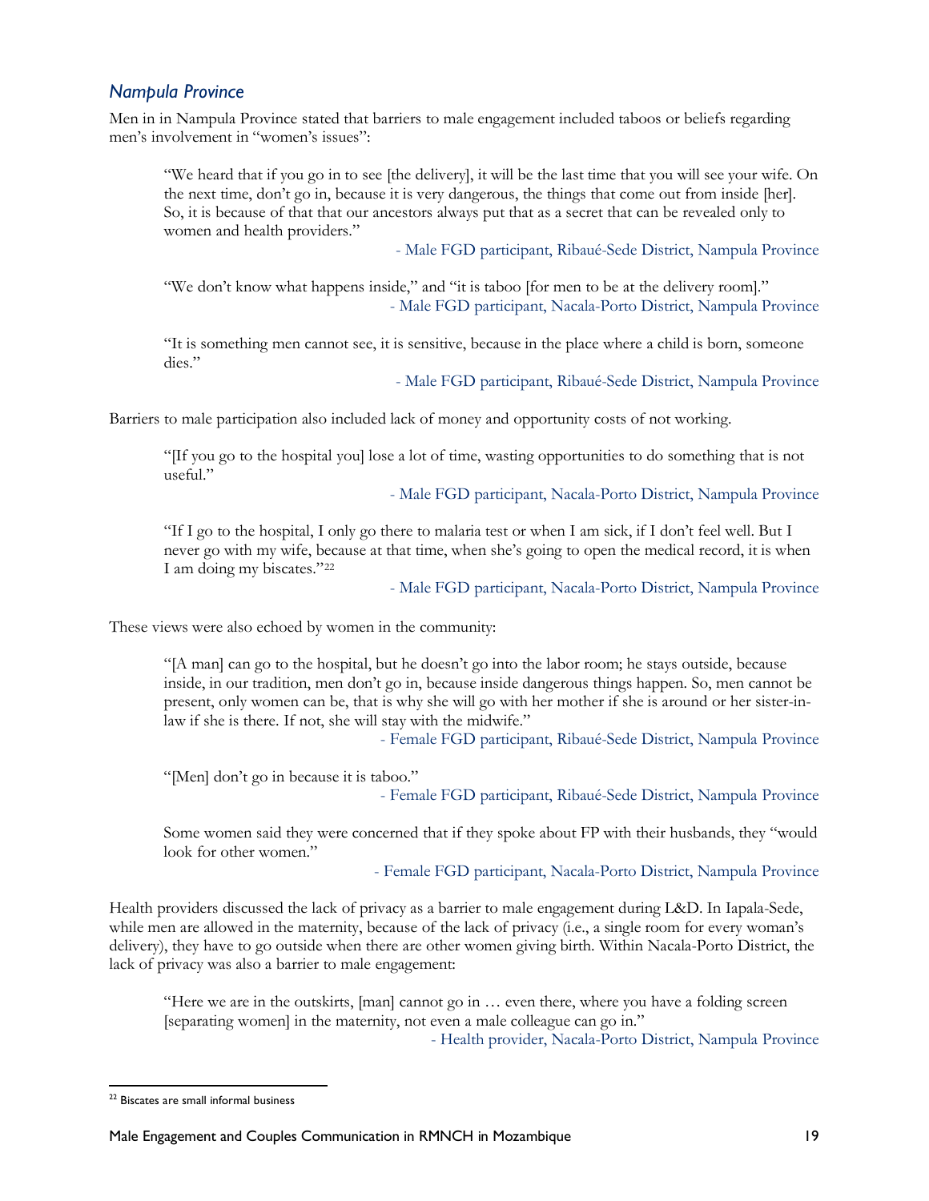### *Nampula Province*

Men in in Nampula Province stated that barriers to male engagement included taboos or beliefs regarding men's involvement in "women's issues":

> "We heard that if you go in to see [the delivery], it will be the last time that you will see your wife. On the next time, don't go in, because it is very dangerous, the things that come out from inside [her]. So, it is because of that that our ancestors always put that as a secret that can be revealed only to women and health providers."
>
> \- Male FGD participant, Ribaué-Sede District, Nampula Province

> "We don't know what happens inside," and "it is taboo [for men to be at the delivery room]."
>
> \- Male FGD participant, Nacala-Porto District, Nampula Province

> "It is something men cannot see, it is sensitive, because in the place where a child is born, someone dies."
>
> \- Male FGD participant, Ribaué-Sede District, Nampula Province

Barriers to male participation also included lack of money and opportunity costs of not working.

> "[If you go to the hospital you] lose a lot of time, wasting opportunities to do something that is not useful."
>
> \- Male FGD participant, Nacala-Porto District, Nampula Province

> "If I go to the hospital, I only go there to malaria test or when I am sick, if I don't feel well. But I never go with my wife, because at that time, when she's going to open the medical record, it is when I am doing my biscates."[22]
>
> \- Male FGD participant, Nacala-Porto District, Nampula Province

These views were also echoed by women in the community:

> "[A man] can go to the hospital, but he doesn't go into the labor room; he stays outside, because inside, in our tradition, men don't go in, because inside dangerous things happen. So, men cannot be present, only women can be, that is why she will go with her mother if she is around or her sister-in-law if she is there. If not, she will stay with the midwife."
>
> \- Female FGD participant, Ribaué-Sede District, Nampula Province

> "[Men] don't go in because it is taboo."
>
> \- Female FGD participant, Ribaué-Sede District, Nampula Province

> Some women said they were concerned that if they spoke about FP with their husbands, they "would look for other women."
>
> \- Female FGD participant, Nacala-Porto District, Nampula Province

Health providers discussed the lack of privacy as a barrier to male engagement during L&D. In Iapala-Sede, while men are allowed in the maternity, because of the lack of privacy (i.e., a single room for every woman's delivery), they have to go outside when there are other women giving birth. Within Nacala-Porto District, the lack of privacy was also a barrier to male engagement:

> "Here we are in the outskirts, [man] cannot go in … even there, where you have a folding screen [separating women] in the maternity, not even a male colleague can go in."
>
> \- Health provider, Nacala-Porto District, Nampula Province

---

[22] Biscates are small informal business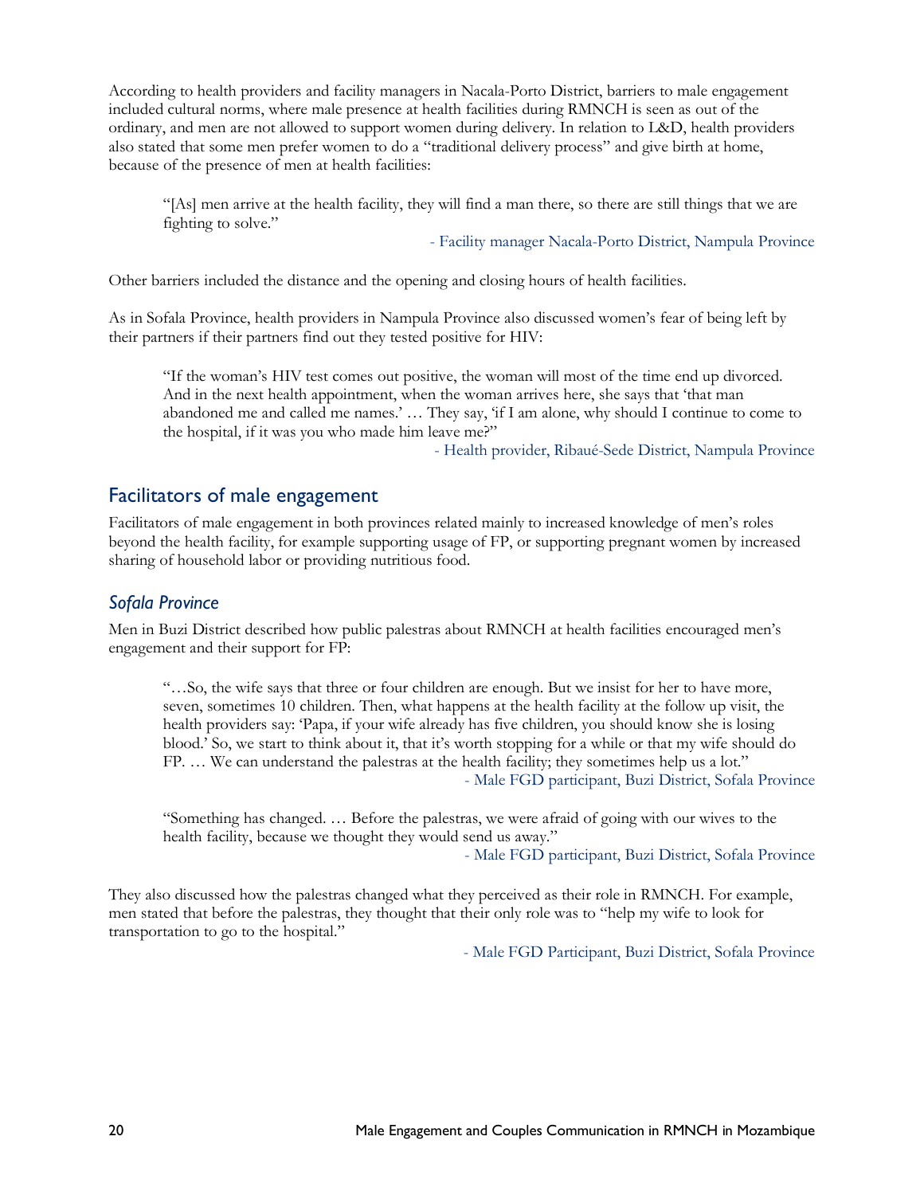According to health providers and facility managers in Nacala-Porto District, barriers to male engagement included cultural norms, where male presence at health facilities during RMNCH is seen as out of the ordinary, and men are not allowed to support women during delivery. In relation to L&D, health providers also stated that some men prefer women to do a "traditional delivery process" and give birth at home, because of the presence of men at health facilities:

> "[As] men arrive at the health facility, they will find a man there, so there are still things that we are fighting to solve."
>
> - Facility manager Nacala-Porto District, Nampula Province

Other barriers included the distance and the opening and closing hours of health facilities.

As in Sofala Province, health providers in Nampula Province also discussed women's fear of being left by their partners if their partners find out they tested positive for HIV:

> "If the woman's HIV test comes out positive, the woman will most of the time end up divorced. And in the next health appointment, when the woman arrives here, she says that 'that man abandoned me and called me names.' … They say, 'if I am alone, why should I continue to come to the hospital, if it was you who made him leave me?"
>
> - Health provider, Ribaué-Sede District, Nampula Province

## Facilitators of male engagement

Facilitators of male engagement in both provinces related mainly to increased knowledge of men's roles beyond the health facility, for example supporting usage of FP, or supporting pregnant women by increased sharing of household labor or providing nutritious food.

### *Sofala Province*

Men in Buzi District described how public palestras about RMNCH at health facilities encouraged men's engagement and their support for FP:

> "…So, the wife says that three or four children are enough. But we insist for her to have more, seven, sometimes 10 children. Then, what happens at the health facility at the follow up visit, the health providers say: 'Papa, if your wife already has five children, you should know she is losing blood.' So, we start to think about it, that it's worth stopping for a while or that my wife should do FP. … We can understand the palestras at the health facility; they sometimes help us a lot."
>
> - Male FGD participant, Buzi District, Sofala Province

> "Something has changed. … Before the palestras, we were afraid of going with our wives to the health facility, because we thought they would send us away."
>
> - Male FGD participant, Buzi District, Sofala Province

They also discussed how the palestras changed what they perceived as their role in RMNCH. For example, men stated that before the palestras, they thought that their only role was to "help my wife to look for transportation to go to the hospital."

- Male FGD Participant, Buzi District, Sofala Province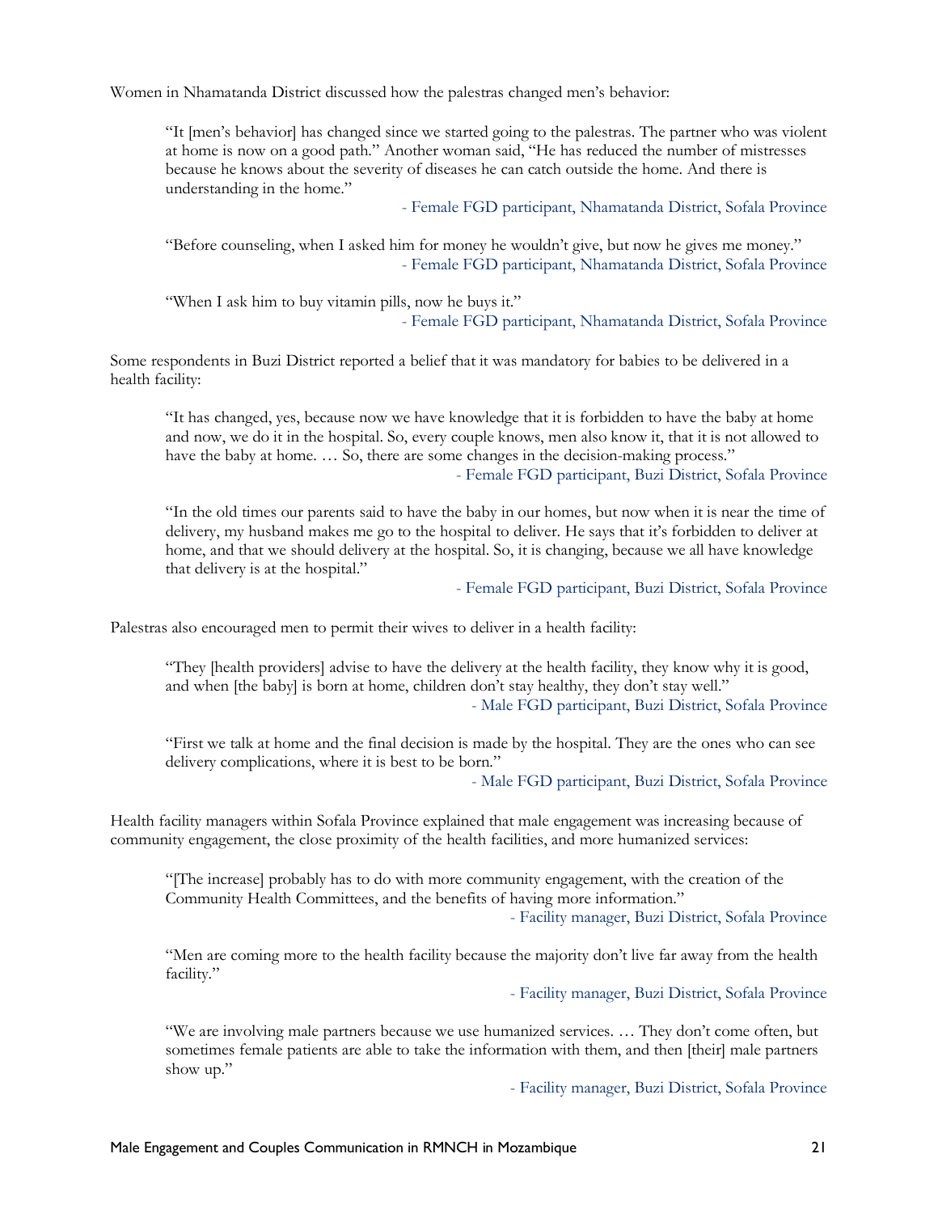Women in Nhamatanda District discussed how the palestras changed men's behavior:

> "It [men's behavior] has changed since we started going to the palestras. The partner who was violent at home is now on a good path." Another woman said, "He has reduced the number of mistresses because he knows about the severity of diseases he can catch outside the home. And there is understanding in the home."
>
> - Female FGD participant, Nhamatanda District, Sofala Province

> "Before counseling, when I asked him for money he wouldn't give, but now he gives me money."
>
> - Female FGD participant, Nhamatanda District, Sofala Province

> "When I ask him to buy vitamin pills, now he buys it."
>
> - Female FGD participant, Nhamatanda District, Sofala Province

Some respondents in Buzi District reported a belief that it was mandatory for babies to be delivered in a health facility:

> "It has changed, yes, because now we have knowledge that it is forbidden to have the baby at home and now, we do it in the hospital. So, every couple knows, men also know it, that it is not allowed to have the baby at home. … So, there are some changes in the decision-making process."
>
> - Female FGD participant, Buzi District, Sofala Province

> "In the old times our parents said to have the baby in our homes, but now when it is near the time of delivery, my husband makes me go to the hospital to deliver. He says that it's forbidden to deliver at home, and that we should delivery at the hospital. So, it is changing, because we all have knowledge that delivery is at the hospital."
>
> - Female FGD participant, Buzi District, Sofala Province

Palestras also encouraged men to permit their wives to deliver in a health facility:

> "They [health providers] advise to have the delivery at the health facility, they know why it is good, and when [the baby] is born at home, children don't stay healthy, they don't stay well."
>
> - Male FGD participant, Buzi District, Sofala Province

> "First we talk at home and the final decision is made by the hospital. They are the ones who can see delivery complications, where it is best to be born."
>
> - Male FGD participant, Buzi District, Sofala Province

Health facility managers within Sofala Province explained that male engagement was increasing because of community engagement, the close proximity of the health facilities, and more humanized services:

> "[The increase] probably has to do with more community engagement, with the creation of the Community Health Committees, and the benefits of having more information."
>
> - Facility manager, Buzi District, Sofala Province

> "Men are coming more to the health facility because the majority don't live far away from the health facility."
>
> - Facility manager, Buzi District, Sofala Province

> "We are involving male partners because we use humanized services. … They don't come often, but sometimes female patients are able to take the information with them, and then [their] male partners show up."
>
> - Facility manager, Buzi District, Sofala Province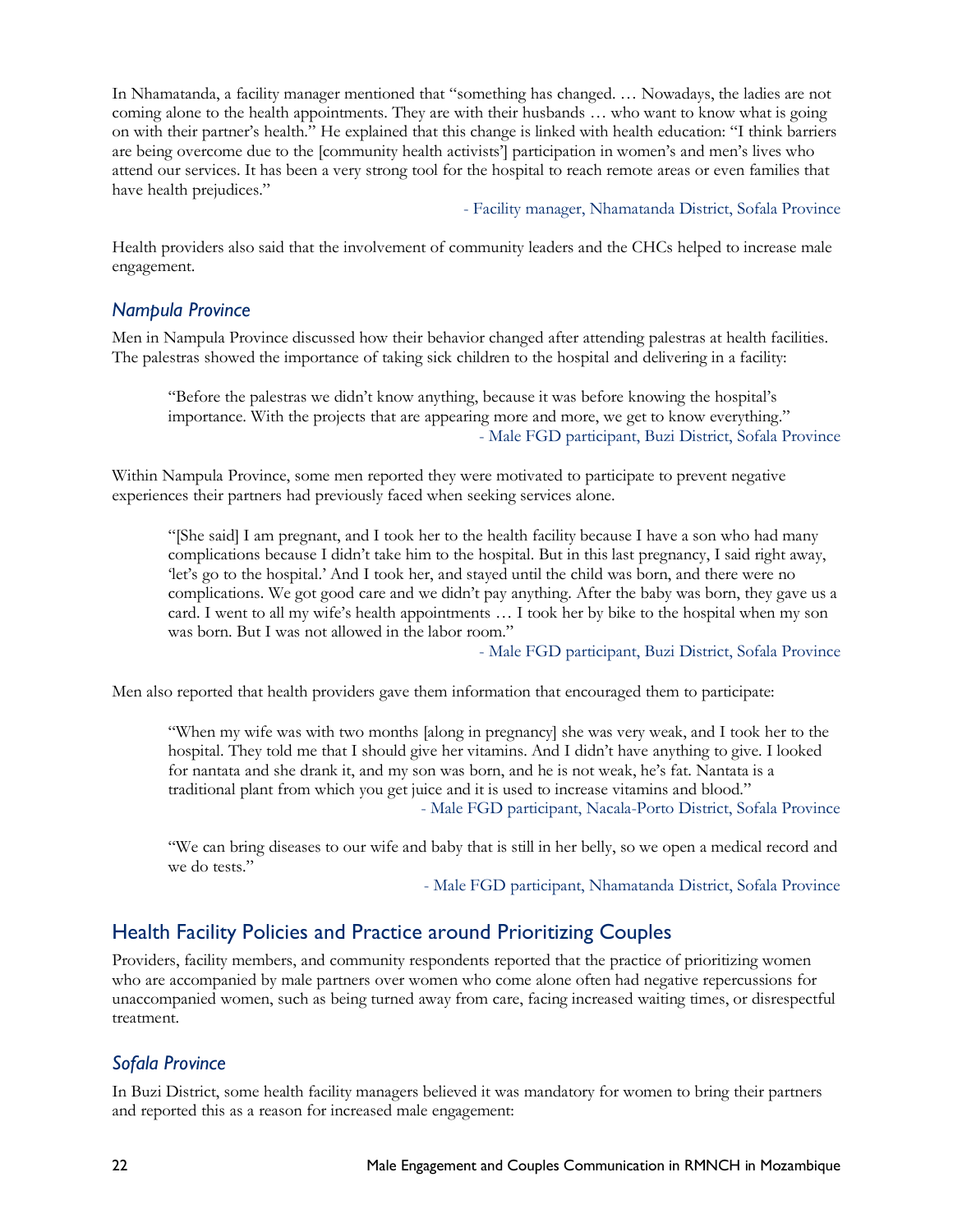In Nhamatanda, a facility manager mentioned that "something has changed. … Nowadays, the ladies are not coming alone to the health appointments. They are with their husbands … who want to know what is going on with their partner's health." He explained that this change is linked with health education: "I think barriers are being overcome due to the [community health activists'] participation in women's and men's lives who attend our services. It has been a very strong tool for the hospital to reach remote areas or even families that have health prejudices."

- Facility manager, Nhamatanda District, Sofala Province

Health providers also said that the involvement of community leaders and the CHCs helped to increase male engagement.

### *Nampula Province*

Men in Nampula Province discussed how their behavior changed after attending palestras at health facilities. The palestras showed the importance of taking sick children to the hospital and delivering in a facility:

> "Before the palestras we didn't know anything, because it was before knowing the hospital's importance. With the projects that are appearing more and more, we get to know everything."
>
> - Male FGD participant, Buzi District, Sofala Province

Within Nampula Province, some men reported they were motivated to participate to prevent negative experiences their partners had previously faced when seeking services alone.

> "[She said] I am pregnant, and I took her to the health facility because I have a son who had many complications because I didn't take him to the hospital. But in this last pregnancy, I said right away, 'let's go to the hospital.' And I took her, and stayed until the child was born, and there were no complications. We got good care and we didn't pay anything. After the baby was born, they gave us a card. I went to all my wife's health appointments … I took her by bike to the hospital when my son was born. But I was not allowed in the labor room."
>
> - Male FGD participant, Buzi District, Sofala Province

Men also reported that health providers gave them information that encouraged them to participate:

> "When my wife was with two months [along in pregnancy] she was very weak, and I took her to the hospital. They told me that I should give her vitamins. And I didn't have anything to give. I looked for nantata and she drank it, and my son was born, and he is not weak, he's fat. Nantata is a traditional plant from which you get juice and it is used to increase vitamins and blood."
>
> - Male FGD participant, Nacala-Porto District, Sofala Province

> "We can bring diseases to our wife and baby that is still in her belly, so we open a medical record and we do tests."
>
> - Male FGD participant, Nhamatanda District, Sofala Province

## Health Facility Policies and Practice around Prioritizing Couples

Providers, facility members, and community respondents reported that the practice of prioritizing women who are accompanied by male partners over women who come alone often had negative repercussions for unaccompanied women, such as being turned away from care, facing increased waiting times, or disrespectful treatment.

### *Sofala Province*

In Buzi District, some health facility managers believed it was mandatory for women to bring their partners and reported this as a reason for increased male engagement: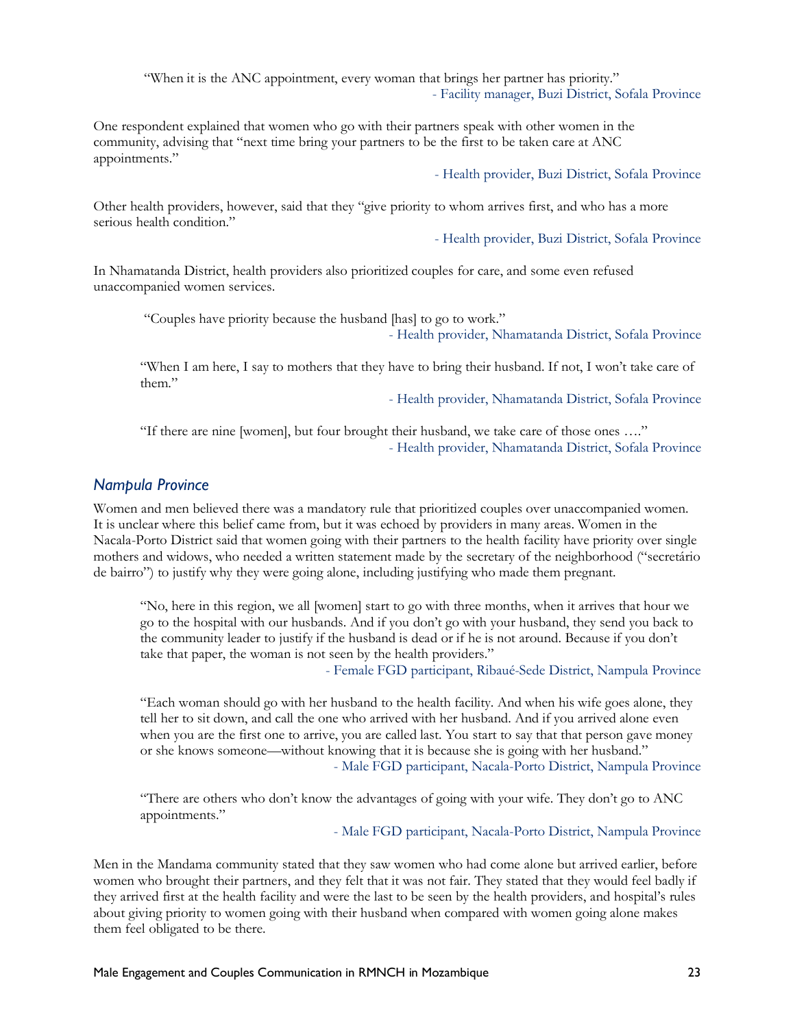> "When it is the ANC appointment, every woman that brings her partner has priority."
>
> \- Facility manager, Buzi District, Sofala Province

One respondent explained that women who go with their partners speak with other women in the community, advising that "next time bring your partners to be the first to be taken care at ANC appointments."

\- Health provider, Buzi District, Sofala Province

Other health providers, however, said that they "give priority to whom arrives first, and who has a more serious health condition."

\- Health provider, Buzi District, Sofala Province

In Nhamatanda District, health providers also prioritized couples for care, and some even refused unaccompanied women services.

> "Couples have priority because the husband [has] to go to work."
>
> \- Health provider, Nhamatanda District, Sofala Province

> "When I am here, I say to mothers that they have to bring their husband. If not, I won't take care of them."
>
> \- Health provider, Nhamatanda District, Sofala Province

> "If there are nine [women], but four brought their husband, we take care of those ones …."
>
> \- Health provider, Nhamatanda District, Sofala Province

### *Nampula Province*

Women and men believed there was a mandatory rule that prioritized couples over unaccompanied women. It is unclear where this belief came from, but it was echoed by providers in many areas. Women in the Nacala-Porto District said that women going with their partners to the health facility have priority over single mothers and widows, who needed a written statement made by the secretary of the neighborhood ("secretário de bairro") to justify why they were going alone, including justifying who made them pregnant.

> "No, here in this region, we all [women] start to go with three months, when it arrives that hour we go to the hospital with our husbands. And if you don't go with your husband, they send you back to the community leader to justify if the husband is dead or if he is not around. Because if you don't take that paper, the woman is not seen by the health providers."
>
> \- Female FGD participant, Ribaué-Sede District, Nampula Province

> "Each woman should go with her husband to the health facility. And when his wife goes alone, they tell her to sit down, and call the one who arrived with her husband. And if you arrived alone even when you are the first one to arrive, you are called last. You start to say that that person gave money or she knows someone—without knowing that it is because she is going with her husband."
>
> \- Male FGD participant, Nacala-Porto District, Nampula Province

> "There are others who don't know the advantages of going with your wife. They don't go to ANC appointments."
>
> \- Male FGD participant, Nacala-Porto District, Nampula Province

Men in the Mandama community stated that they saw women who had come alone but arrived earlier, before women who brought their partners, and they felt that it was not fair. They stated that they would feel badly if they arrived first at the health facility and were the last to be seen by the health providers, and hospital's rules about giving priority to women going with their husband when compared with women going alone makes them feel obligated to be there.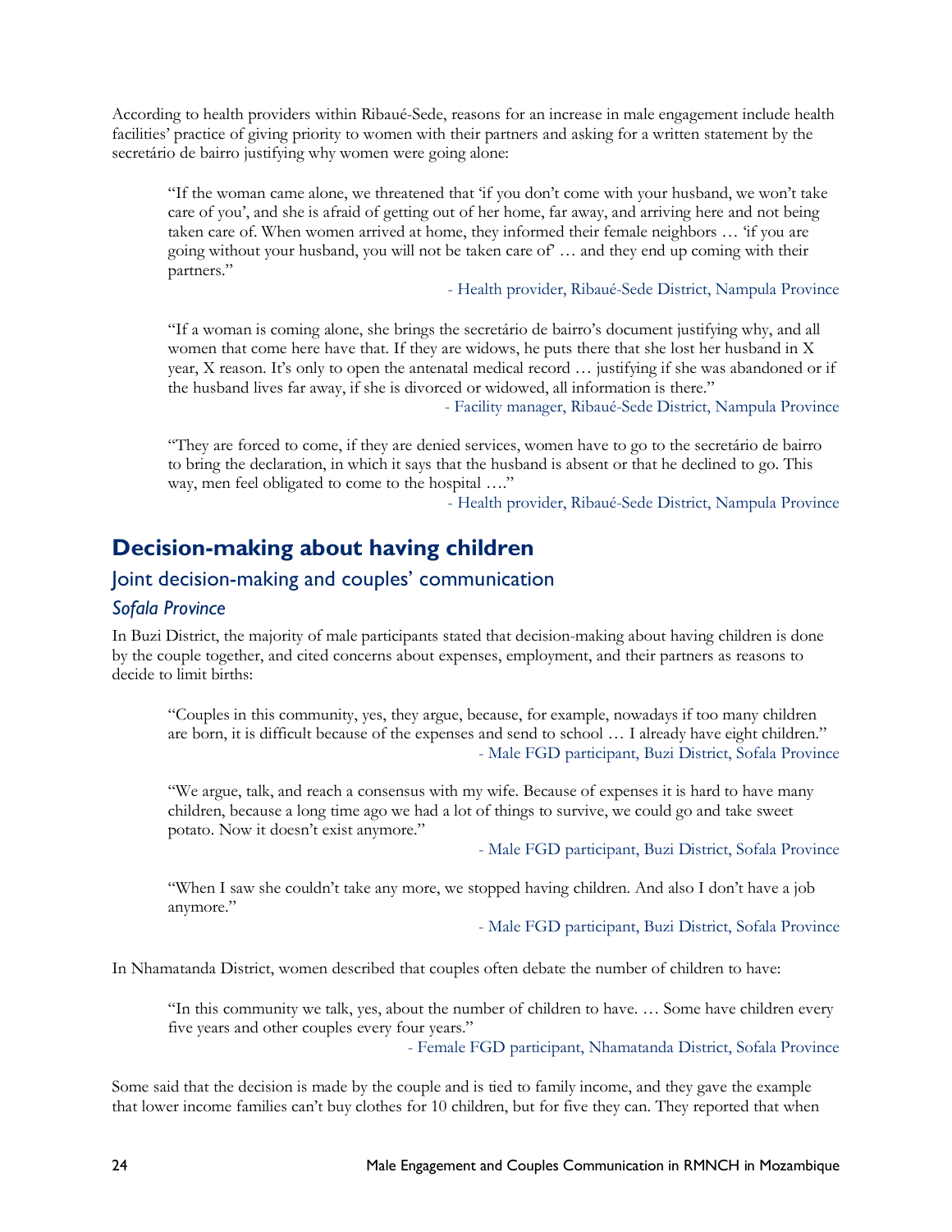According to health providers within Ribaué-Sede, reasons for an increase in male engagement include health facilities' practice of giving priority to women with their partners and asking for a written statement by the secretário de bairro justifying why women were going alone:

> "If the woman came alone, we threatened that 'if you don't come with your husband, we won't take care of you', and she is afraid of getting out of her home, far away, and arriving here and not being taken care of. When women arrived at home, they informed their female neighbors … 'if you are going without your husband, you will not be taken care of' … and they end up coming with their partners."
>
> \- Health provider, Ribaué-Sede District, Nampula Province

> "If a woman is coming alone, she brings the secretário de bairro's document justifying why, and all women that come here have that. If they are widows, he puts there that she lost her husband in X year, X reason. It's only to open the antenatal medical record … justifying if she was abandoned or if the husband lives far away, if she is divorced or widowed, all information is there."
>
> \- Facility manager, Ribaué-Sede District, Nampula Province

> "They are forced to come, if they are denied services, women have to go to the secretário de bairro to bring the declaration, in which it says that the husband is absent or that he declined to go. This way, men feel obligated to come to the hospital …."
>
> \- Health provider, Ribaué-Sede District, Nampula Province

## Decision-making about having children

### Joint decision-making and couples' communication

#### *Sofala Province*

In Buzi District, the majority of male participants stated that decision-making about having children is done by the couple together, and cited concerns about expenses, employment, and their partners as reasons to decide to limit births:

> "Couples in this community, yes, they argue, because, for example, nowadays if too many children are born, it is difficult because of the expenses and send to school … I already have eight children."
>
> \- Male FGD participant, Buzi District, Sofala Province

> "We argue, talk, and reach a consensus with my wife. Because of expenses it is hard to have many children, because a long time ago we had a lot of things to survive, we could go and take sweet potato. Now it doesn't exist anymore."
>
> \- Male FGD participant, Buzi District, Sofala Province

> "When I saw she couldn't take any more, we stopped having children. And also I don't have a job anymore."
>
> \- Male FGD participant, Buzi District, Sofala Province

In Nhamatanda District, women described that couples often debate the number of children to have:

> "In this community we talk, yes, about the number of children to have. … Some have children every five years and other couples every four years."
>
> \- Female FGD participant, Nhamatanda District, Sofala Province

Some said that the decision is made by the couple and is tied to family income, and they gave the example that lower income families can't buy clothes for 10 children, but for five they can. They reported that when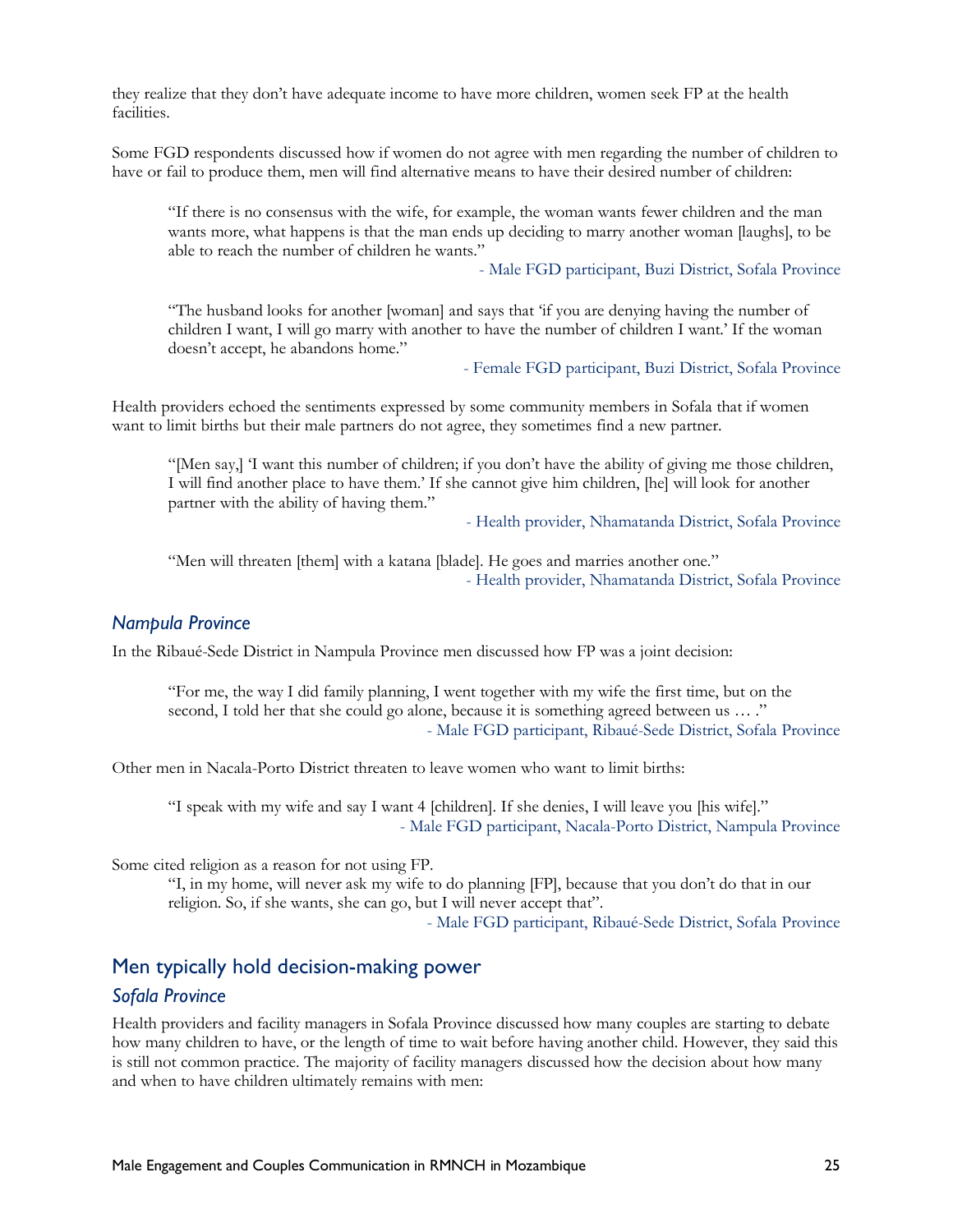they realize that they don't have adequate income to have more children, women seek FP at the health facilities.

Some FGD respondents discussed how if women do not agree with men regarding the number of children to have or fail to produce them, men will find alternative means to have their desired number of children:

> "If there is no consensus with the wife, for example, the woman wants fewer children and the man wants more, what happens is that the man ends up deciding to marry another woman [laughs], to be able to reach the number of children he wants."
>
> - Male FGD participant, Buzi District, Sofala Province

> "The husband looks for another [woman] and says that 'if you are denying having the number of children I want, I will go marry with another to have the number of children I want.' If the woman doesn't accept, he abandons home."
>
> - Female FGD participant, Buzi District, Sofala Province

Health providers echoed the sentiments expressed by some community members in Sofala that if women want to limit births but their male partners do not agree, they sometimes find a new partner.

> "[Men say,] 'I want this number of children; if you don't have the ability of giving me those children, I will find another place to have them.' If she cannot give him children, [he] will look for another partner with the ability of having them."
>
> - Health provider, Nhamatanda District, Sofala Province

> "Men will threaten [them] with a katana [blade]. He goes and marries another one."
>
> - Health provider, Nhamatanda District, Sofala Province

### *Nampula Province*

In the Ribaué-Sede District in Nampula Province men discussed how FP was a joint decision:

> "For me, the way I did family planning, I went together with my wife the first time, but on the second, I told her that she could go alone, because it is something agreed between us … ."
>
> - Male FGD participant, Ribaué-Sede District, Sofala Province

Other men in Nacala-Porto District threaten to leave women who want to limit births:

> "I speak with my wife and say I want 4 [children]. If she denies, I will leave you [his wife]."
>
> - Male FGD participant, Nacala-Porto District, Nampula Province

Some cited religion as a reason for not using FP.

> "I, in my home, will never ask my wife to do planning [FP], because that you don't do that in our religion. So, if she wants, she can go, but I will never accept that".
>
> - Male FGD participant, Ribaué-Sede District, Sofala Province

## Men typically hold decision-making power

### *Sofala Province*

Health providers and facility managers in Sofala Province discussed how many couples are starting to debate how many children to have, or the length of time to wait before having another child. However, they said this is still not common practice. The majority of facility managers discussed how the decision about how many and when to have children ultimately remains with men: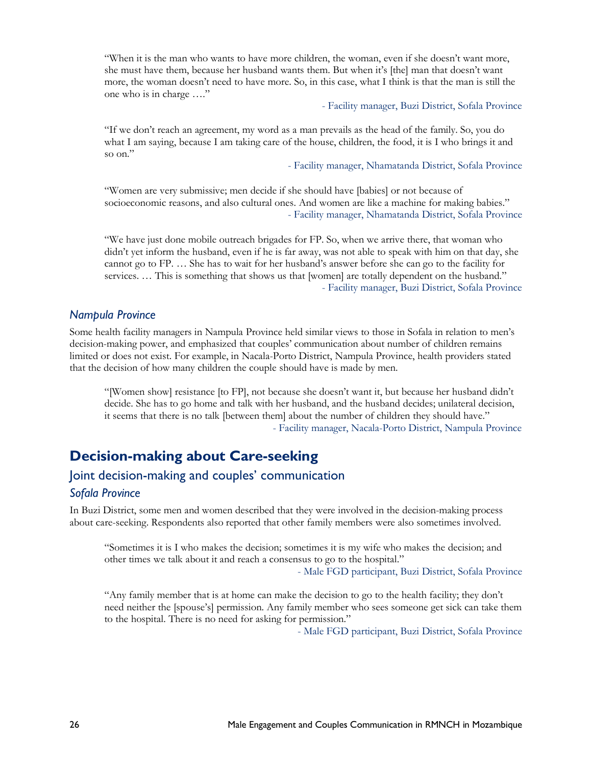> "When it is the man who wants to have more children, the woman, even if she doesn't want more, she must have them, because her husband wants them. But when it's [the] man that doesn't want more, the woman doesn't need to have more. So, in this case, what I think is that the man is still the one who is in charge …."
>
> - Facility manager, Buzi District, Sofala Province

> "If we don't reach an agreement, my word as a man prevails as the head of the family. So, you do what I am saying, because I am taking care of the house, children, the food, it is I who brings it and so on."
>
> - Facility manager, Nhamatanda District, Sofala Province

> "Women are very submissive; men decide if she should have [babies] or not because of socioeconomic reasons, and also cultural ones. And women are like a machine for making babies."
>
> - Facility manager, Nhamatanda District, Sofala Province

> "We have just done mobile outreach brigades for FP. So, when we arrive there, that woman who didn't yet inform the husband, even if he is far away, was not able to speak with him on that day, she cannot go to FP. … She has to wait for her husband's answer before she can go to the facility for services. … This is something that shows us that [women] are totally dependent on the husband."
>
> - Facility manager, Buzi District, Sofala Province

### *Nampula Province*

Some health facility managers in Nampula Province held similar views to those in Sofala in relation to men's decision-making power, and emphasized that couples' communication about number of children remains limited or does not exist. For example, in Nacala-Porto District, Nampula Province, health providers stated that the decision of how many children the couple should have is made by men.

> "[Women show] resistance [to FP], not because she doesn't want it, but because her husband didn't decide. She has to go home and talk with her husband, and the husband decides; unilateral decision, it seems that there is no talk [between them] about the number of children they should have."
>
> - Facility manager, Nacala-Porto District, Nampula Province

## Decision-making about Care-seeking

### Joint decision-making and couples' communication

### *Sofala Province*

In Buzi District, some men and women described that they were involved in the decision-making process about care-seeking. Respondents also reported that other family members were also sometimes involved.

> "Sometimes it is I who makes the decision; sometimes it is my wife who makes the decision; and other times we talk about it and reach a consensus to go to the hospital."
>
> - Male FGD participant, Buzi District, Sofala Province

> "Any family member that is at home can make the decision to go to the health facility; they don't need neither the [spouse's] permission. Any family member who sees someone get sick can take them to the hospital. There is no need for asking for permission."
>
> - Male FGD participant, Buzi District, Sofala Province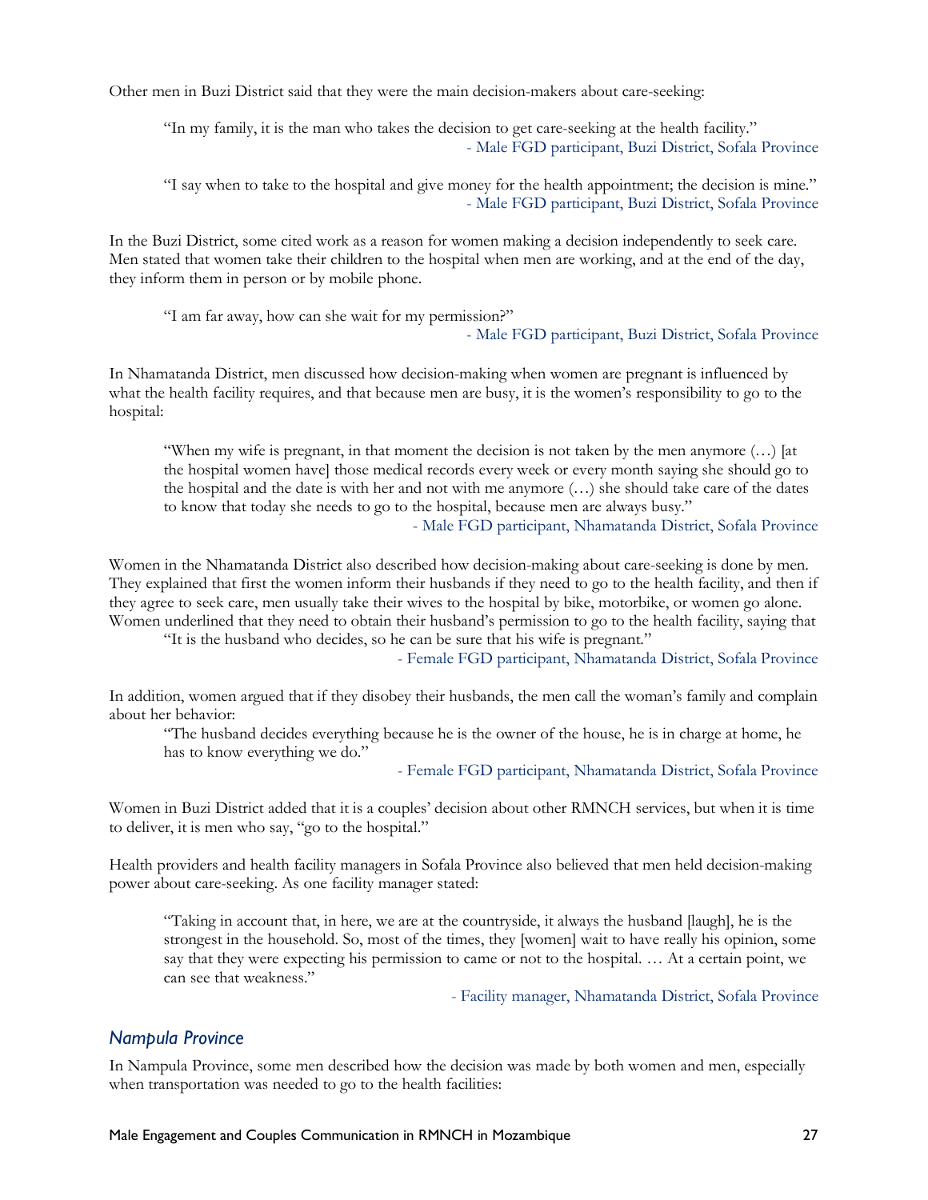Other men in Buzi District said that they were the main decision-makers about care-seeking:

> "In my family, it is the man who takes the decision to get care-seeking at the health facility."
> - Male FGD participant, Buzi District, Sofala Province

> "I say when to take to the hospital and give money for the health appointment; the decision is mine."
> - Male FGD participant, Buzi District, Sofala Province

In the Buzi District, some cited work as a reason for women making a decision independently to seek care. Men stated that women take their children to the hospital when men are working, and at the end of the day, they inform them in person or by mobile phone.

> "I am far away, how can she wait for my permission?"
> - Male FGD participant, Buzi District, Sofala Province

In Nhamatanda District, men discussed how decision-making when women are pregnant is influenced by what the health facility requires, and that because men are busy, it is the women's responsibility to go to the hospital:

> "When my wife is pregnant, in that moment the decision is not taken by the men anymore (…) [at the hospital women have] those medical records every week or every month saying she should go to the hospital and the date is with her and not with me anymore (…) she should take care of the dates to know that today she needs to go to the hospital, because men are always busy."
> - Male FGD participant, Nhamatanda District, Sofala Province

Women in the Nhamatanda District also described how decision-making about care-seeking is done by men. They explained that first the women inform their husbands if they need to go to the health facility, and then if they agree to seek care, men usually take their wives to the hospital by bike, motorbike, or women go alone. Women underlined that they need to obtain their husband's permission to go to the health facility, saying that

> "It is the husband who decides, so he can be sure that his wife is pregnant."
> - Female FGD participant, Nhamatanda District, Sofala Province

In addition, women argued that if they disobey their husbands, the men call the woman's family and complain about her behavior:

> "The husband decides everything because he is the owner of the house, he is in charge at home, he has to know everything we do."
> - Female FGD participant, Nhamatanda District, Sofala Province

Women in Buzi District added that it is a couples' decision about other RMNCH services, but when it is time to deliver, it is men who say, "go to the hospital."

Health providers and health facility managers in Sofala Province also believed that men held decision-making power about care-seeking. As one facility manager stated:

> "Taking in account that, in here, we are at the countryside, it always the husband [laugh], he is the strongest in the household. So, most of the times, they [women] wait to have really his opinion, some say that they were expecting his permission to came or not to the hospital. … At a certain point, we can see that weakness."
> - Facility manager, Nhamatanda District, Sofala Province

### *Nampula Province*

In Nampula Province, some men described how the decision was made by both women and men, especially when transportation was needed to go to the health facilities: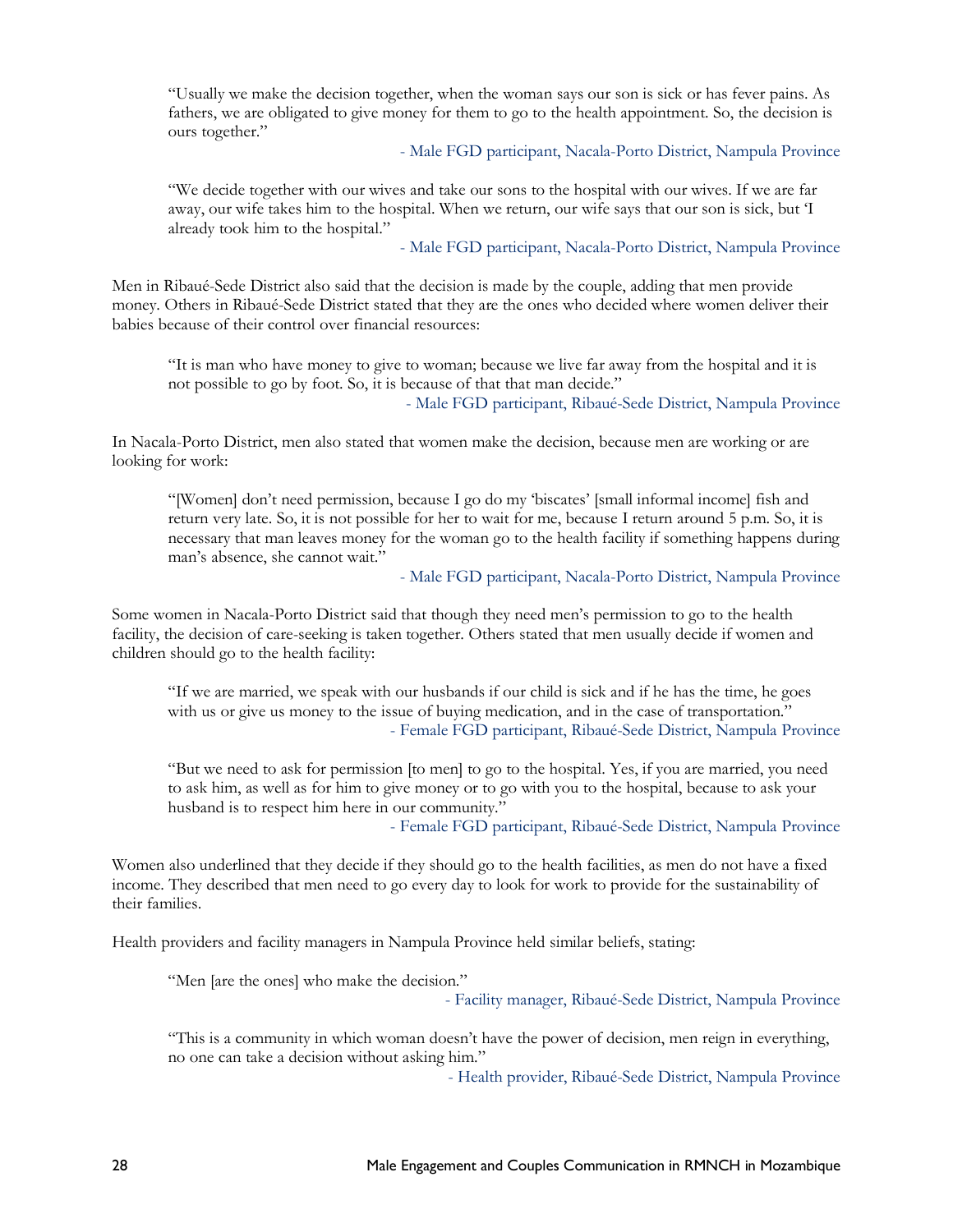> "Usually we make the decision together, when the woman says our son is sick or has fever pains. As fathers, we are obligated to give money for them to go to the health appointment. So, the decision is ours together."
>
> \- Male FGD participant, Nacala-Porto District, Nampula Province

> "We decide together with our wives and take our sons to the hospital with our wives. If we are far away, our wife takes him to the hospital. When we return, our wife says that our son is sick, but 'I already took him to the hospital."
>
> \- Male FGD participant, Nacala-Porto District, Nampula Province

Men in Ribaué-Sede District also said that the decision is made by the couple, adding that men provide money. Others in Ribaué-Sede District stated that they are the ones who decided where women deliver their babies because of their control over financial resources:

> "It is man who have money to give to woman; because we live far away from the hospital and it is not possible to go by foot. So, it is because of that that man decide."
>
> \- Male FGD participant, Ribaué-Sede District, Nampula Province

In Nacala-Porto District, men also stated that women make the decision, because men are working or are looking for work:

> "[Women] don't need permission, because I go do my 'biscates' [small informal income] fish and return very late. So, it is not possible for her to wait for me, because I return around 5 p.m. So, it is necessary that man leaves money for the woman go to the health facility if something happens during man's absence, she cannot wait."
>
> \- Male FGD participant, Nacala-Porto District, Nampula Province

Some women in Nacala-Porto District said that though they need men's permission to go to the health facility, the decision of care-seeking is taken together. Others stated that men usually decide if women and children should go to the health facility:

> "If we are married, we speak with our husbands if our child is sick and if he has the time, he goes with us or give us money to the issue of buying medication, and in the case of transportation."
>
> \- Female FGD participant, Ribaué-Sede District, Nampula Province

> "But we need to ask for permission [to men] to go to the hospital. Yes, if you are married, you need to ask him, as well as for him to give money or to go with you to the hospital, because to ask your husband is to respect him here in our community."
>
> \- Female FGD participant, Ribaué-Sede District, Nampula Province

Women also underlined that they decide if they should go to the health facilities, as men do not have a fixed income. They described that men need to go every day to look for work to provide for the sustainability of their families.

Health providers and facility managers in Nampula Province held similar beliefs, stating:

> "Men [are the ones] who make the decision."
>
> \- Facility manager, Ribaué-Sede District, Nampula Province

> "This is a community in which woman doesn't have the power of decision, men reign in everything, no one can take a decision without asking him."
>
> \- Health provider, Ribaué-Sede District, Nampula Province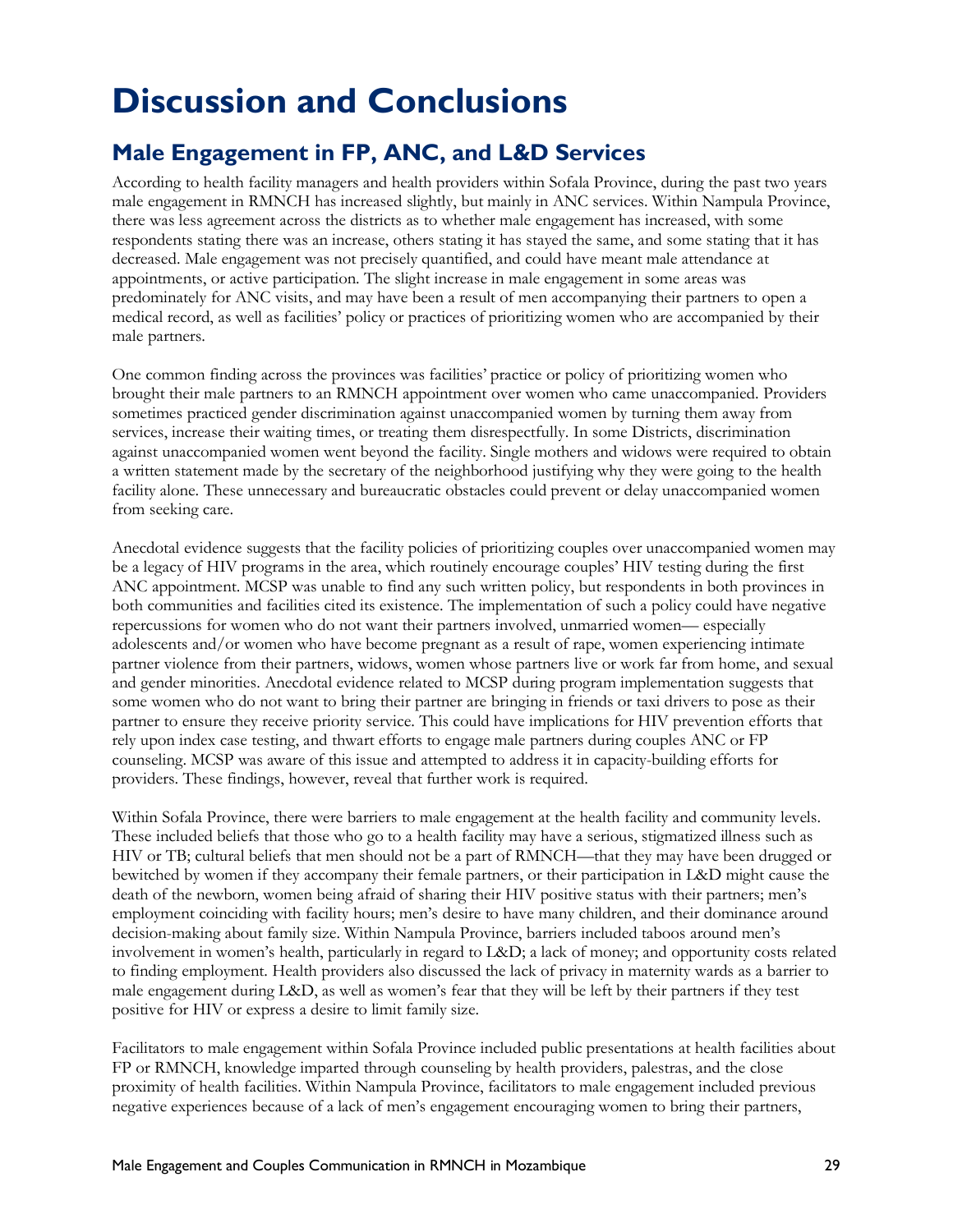# Discussion and Conclusions

## Male Engagement in FP, ANC, and L&D Services

According to health facility managers and health providers within Sofala Province, during the past two years male engagement in RMNCH has increased slightly, but mainly in ANC services. Within Nampula Province, there was less agreement across the districts as to whether male engagement has increased, with some respondents stating there was an increase, others stating it has stayed the same, and some stating that it has decreased. Male engagement was not precisely quantified, and could have meant male attendance at appointments, or active participation. The slight increase in male engagement in some areas was predominately for ANC visits, and may have been a result of men accompanying their partners to open a medical record, as well as facilities' policy or practices of prioritizing women who are accompanied by their male partners.

One common finding across the provinces was facilities' practice or policy of prioritizing women who brought their male partners to an RMNCH appointment over women who came unaccompanied. Providers sometimes practiced gender discrimination against unaccompanied women by turning them away from services, increase their waiting times, or treating them disrespectfully. In some Districts, discrimination against unaccompanied women went beyond the facility. Single mothers and widows were required to obtain a written statement made by the secretary of the neighborhood justifying why they were going to the health facility alone. These unnecessary and bureaucratic obstacles could prevent or delay unaccompanied women from seeking care.

Anecdotal evidence suggests that the facility policies of prioritizing couples over unaccompanied women may be a legacy of HIV programs in the area, which routinely encourage couples' HIV testing during the first ANC appointment. MCSP was unable to find any such written policy, but respondents in both provinces in both communities and facilities cited its existence. The implementation of such a policy could have negative repercussions for women who do not want their partners involved, unmarried women— especially adolescents and/or women who have become pregnant as a result of rape, women experiencing intimate partner violence from their partners, widows, women whose partners live or work far from home, and sexual and gender minorities. Anecdotal evidence related to MCSP during program implementation suggests that some women who do not want to bring their partner are bringing in friends or taxi drivers to pose as their partner to ensure they receive priority service. This could have implications for HIV prevention efforts that rely upon index case testing, and thwart efforts to engage male partners during couples ANC or FP counseling. MCSP was aware of this issue and attempted to address it in capacity-building efforts for providers. These findings, however, reveal that further work is required.

Within Sofala Province, there were barriers to male engagement at the health facility and community levels. These included beliefs that those who go to a health facility may have a serious, stigmatized illness such as HIV or TB; cultural beliefs that men should not be a part of RMNCH—that they may have been drugged or bewitched by women if they accompany their female partners, or their participation in L&D might cause the death of the newborn, women being afraid of sharing their HIV positive status with their partners; men's employment coinciding with facility hours; men's desire to have many children, and their dominance around decision-making about family size. Within Nampula Province, barriers included taboos around men's involvement in women's health, particularly in regard to L&D; a lack of money; and opportunity costs related to finding employment. Health providers also discussed the lack of privacy in maternity wards as a barrier to male engagement during L&D, as well as women's fear that they will be left by their partners if they test positive for HIV or express a desire to limit family size.

Facilitators to male engagement within Sofala Province included public presentations at health facilities about FP or RMNCH, knowledge imparted through counseling by health providers, palestras, and the close proximity of health facilities. Within Nampula Province, facilitators to male engagement included previous negative experiences because of a lack of men's engagement encouraging women to bring their partners,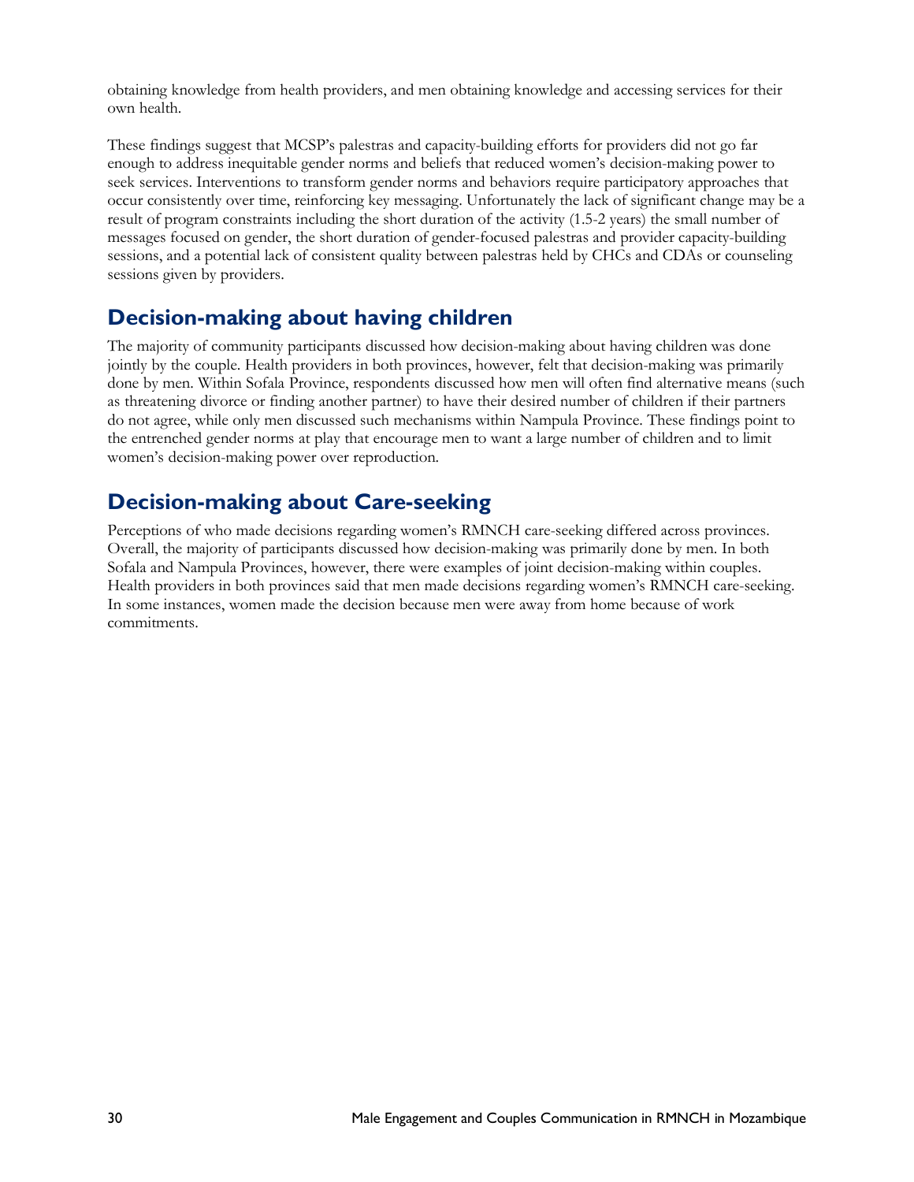obtaining knowledge from health providers, and men obtaining knowledge and accessing services for their own health.

These findings suggest that MCSP's palestras and capacity-building efforts for providers did not go far enough to address inequitable gender norms and beliefs that reduced women's decision-making power to seek services. Interventions to transform gender norms and behaviors require participatory approaches that occur consistently over time, reinforcing key messaging. Unfortunately the lack of significant change may be a result of program constraints including the short duration of the activity (1.5-2 years) the small number of messages focused on gender, the short duration of gender-focused palestras and provider capacity-building sessions, and a potential lack of consistent quality between palestras held by CHCs and CDAs or counseling sessions given by providers.

## Decision-making about having children

The majority of community participants discussed how decision-making about having children was done jointly by the couple. Health providers in both provinces, however, felt that decision-making was primarily done by men. Within Sofala Province, respondents discussed how men will often find alternative means (such as threatening divorce or finding another partner) to have their desired number of children if their partners do not agree, while only men discussed such mechanisms within Nampula Province. These findings point to the entrenched gender norms at play that encourage men to want a large number of children and to limit women's decision-making power over reproduction.

## Decision-making about Care-seeking

Perceptions of who made decisions regarding women's RMNCH care-seeking differed across provinces. Overall, the majority of participants discussed how decision-making was primarily done by men. In both Sofala and Nampula Provinces, however, there were examples of joint decision-making within couples. Health providers in both provinces said that men made decisions regarding women's RMNCH care-seeking. In some instances, women made the decision because men were away from home because of work commitments.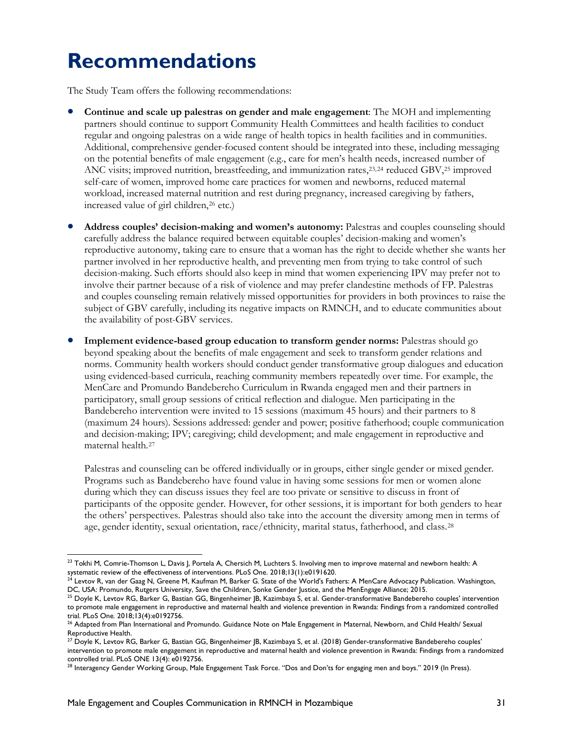# Recommendations

The Study Team offers the following recommendations:

- **Continue and scale up palestras on gender and male engagement**: The MOH and implementing partners should continue to support Community Health Committees and health facilities to conduct regular and ongoing palestras on a wide range of health topics in health facilities and in communities. Additional, comprehensive gender-focused content should be integrated into these, including messaging on the potential benefits of male engagement (e.g., care for men's health needs, increased number of ANC visits; improved nutrition, breastfeeding, and immunization rates,[23,24] reduced GBV,[25] improved self-care of women, improved home care practices for women and newborns, reduced maternal workload, increased maternal nutrition and rest during pregnancy, increased caregiving by fathers, increased value of girl children,[26] etc.)

- **Address couples' decision-making and women's autonomy:** Palestras and couples counseling should carefully address the balance required between equitable couples' decision-making and women's reproductive autonomy, taking care to ensure that a woman has the right to decide whether she wants her partner involved in her reproductive health, and preventing men from trying to take control of such decision-making. Such efforts should also keep in mind that women experiencing IPV may prefer not to involve their partner because of a risk of violence and may prefer clandestine methods of FP. Palestras and couples counseling remain relatively missed opportunities for providers in both provinces to raise the subject of GBV carefully, including its negative impacts on RMNCH, and to educate communities about the availability of post-GBV services.

- **Implement evidence-based group education to transform gender norms:** Palestras should go beyond speaking about the benefits of male engagement and seek to transform gender relations and norms. Community health workers should conduct gender transformative group dialogues and education using evidenced-based curricula, reaching community members repeatedly over time. For example, the MenCare and Promundo Bandebereho Curriculum in Rwanda engaged men and their partners in participatory, small group sessions of critical reflection and dialogue. Men participating in the Bandebereho intervention were invited to 15 sessions (maximum 45 hours) and their partners to 8 (maximum 24 hours). Sessions addressed: gender and power; positive fatherhood; couple communication and decision-making; IPV; caregiving; child development; and male engagement in reproductive and maternal health.[27]

  Palestras and counseling can be offered individually or in groups, either single gender or mixed gender. Programs such as Bandebereho have found value in having some sessions for men or women alone during which they can discuss issues they feel are too private or sensitive to discuss in front of participants of the opposite gender. However, for other sessions, it is important for both genders to hear the others' perspectives. Palestras should also take into the account the diversity among men in terms of age, gender identity, sexual orientation, race/ethnicity, marital status, fatherhood, and class.[28]

---

[23] Tokhi M, Comrie-Thomson L, Davis J, Portela A, Chersich M, Luchters S. Involving men to improve maternal and newborn health: A systematic review of the effectiveness of interventions. PLoS One. 2018;13(1):e0191620.

[24] Levtov R, van der Gaag N, Greene M, Kaufman M, Barker G. State of the World's Fathers: A MenCare Advocacy Publication. Washington, DC, USA: Promundo, Rutgers University, Save the Children, Sonke Gender Justice, and the MenEngage Alliance; 2015.

[25] Doyle K, Levtov RG, Barker G, Bastian GG, Bingenheimer JB, Kazimbaya S, et al. Gender-transformative Bandebereho couples' intervention to promote male engagement in reproductive and maternal health and violence prevention in Rwanda: Findings from a randomized controlled trial. PLoS One. 2018;13(4):e0192756.

[26] Adapted from Plan International and Promundo. Guidance Note on Male Engagement in Maternal, Newborn, and Child Health/ Sexual Reproductive Health.

[27] Doyle K, Levtov RG, Barker G, Bastian GG, Bingenheimer JB, Kazimbaya S, et al. (2018) Gender-transformative Bandebereho couples' intervention to promote male engagement in reproductive and maternal health and violence prevention in Rwanda: Findings from a randomized controlled trial. PLoS ONE 13(4): e0192756.

[28] Interagency Gender Working Group, Male Engagement Task Force. "Dos and Don'ts for engaging men and boys." 2019 (In Press).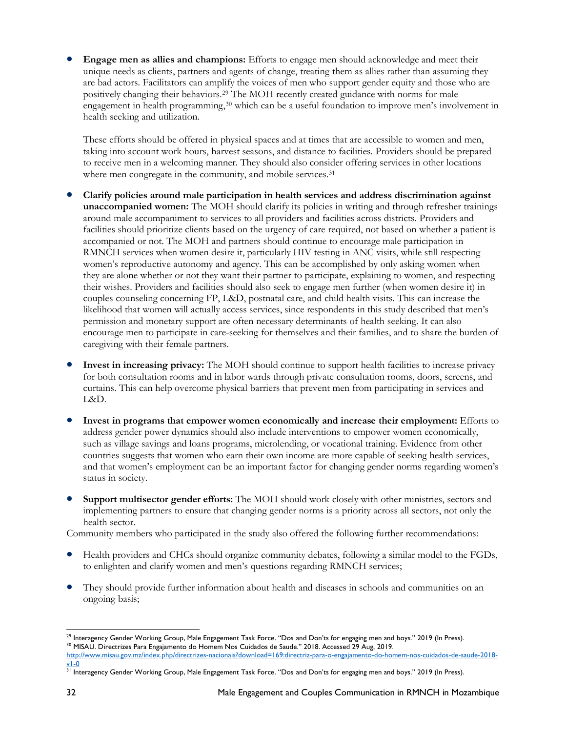- **Engage men as allies and champions:** Efforts to engage men should acknowledge and meet their unique needs as clients, partners and agents of change, treating them as allies rather than assuming they are bad actors. Facilitators can amplify the voices of men who support gender equity and those who are positively changing their behaviors.[29] The MOH recently created guidance with norms for male engagement in health programming,[30] which can be a useful foundation to improve men's involvement in health seeking and utilization.

  These efforts should be offered in physical spaces and at times that are accessible to women and men, taking into account work hours, harvest seasons, and distance to facilities. Providers should be prepared to receive men in a welcoming manner. They should also consider offering services in other locations where men congregate in the community, and mobile services.[31]

- **Clarify policies around male participation in health services and address discrimination against unaccompanied women:** The MOH should clarify its policies in writing and through refresher trainings around male accompaniment to services to all providers and facilities across districts. Providers and facilities should prioritize clients based on the urgency of care required, not based on whether a patient is accompanied or not. The MOH and partners should continue to encourage male participation in RMNCH services when women desire it, particularly HIV testing in ANC visits, while still respecting women's reproductive autonomy and agency. This can be accomplished by only asking women when they are alone whether or not they want their partner to participate, explaining to women, and respecting their wishes. Providers and facilities should also seek to engage men further (when women desire it) in couples counseling concerning FP, L&D, postnatal care, and child health visits. This can increase the likelihood that women will actually access services, since respondents in this study described that men's permission and monetary support are often necessary determinants of health seeking. It can also encourage men to participate in care-seeking for themselves and their families, and to share the burden of caregiving with their female partners.

- **Invest in increasing privacy:** The MOH should continue to support health facilities to increase privacy for both consultation rooms and in labor wards through private consultation rooms, doors, screens, and curtains. This can help overcome physical barriers that prevent men from participating in services and L&D.

- **Invest in programs that empower women economically and increase their employment:** Efforts to address gender power dynamics should also include interventions to empower women economically, such as village savings and loans programs, microlending, or vocational training. Evidence from other countries suggests that women who earn their own income are more capable of seeking health services, and that women's employment can be an important factor for changing gender norms regarding women's status in society.

- **Support multisector gender efforts:** The MOH should work closely with other ministries, sectors and implementing partners to ensure that changing gender norms is a priority across all sectors, not only the health sector.

Community members who participated in the study also offered the following further recommendations:

- Health providers and CHCs should organize community debates, following a similar model to the FGDs, to enlighten and clarify women and men's questions regarding RMNCH services;

- They should provide further information about health and diseases in schools and communities on an ongoing basis;

---

[29] Interagency Gender Working Group, Male Engagement Task Force. "Dos and Don'ts for engaging men and boys." 2019 (In Press).

[30] MISAU. Directrizes Para Engajamento do Homem Nos Cuidados de Saude." 2018. Accessed 29 Aug, 2019. http://www.misau.gov.mz/index.php/directrizes-nacionais?download=169:directriz-para-o-engajamento-do-homem-nos-cuidados-de-saude-2018-v1-0

[31] Interagency Gender Working Group, Male Engagement Task Force. "Dos and Don'ts for engaging men and boys." 2019 (In Press).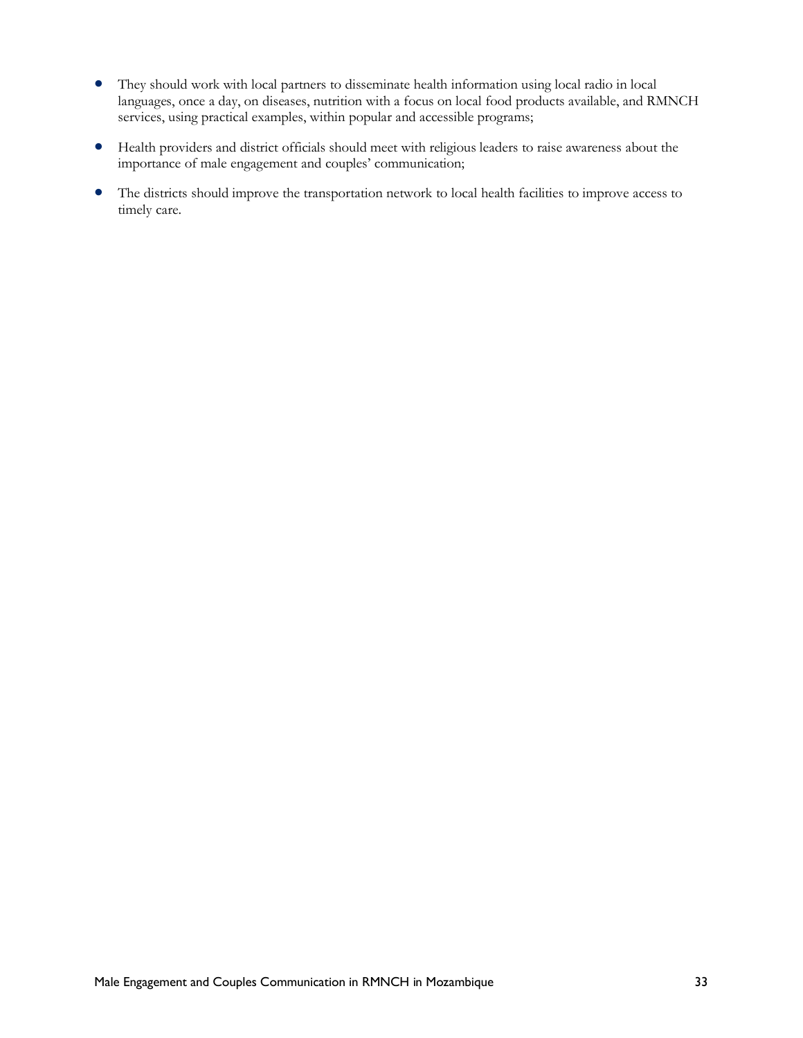- They should work with local partners to disseminate health information using local radio in local languages, once a day, on diseases, nutrition with a focus on local food products available, and RMNCH services, using practical examples, within popular and accessible programs;
- Health providers and district officials should meet with religious leaders to raise awareness about the importance of male engagement and couples' communication;
- The districts should improve the transportation network to local health facilities to improve access to timely care.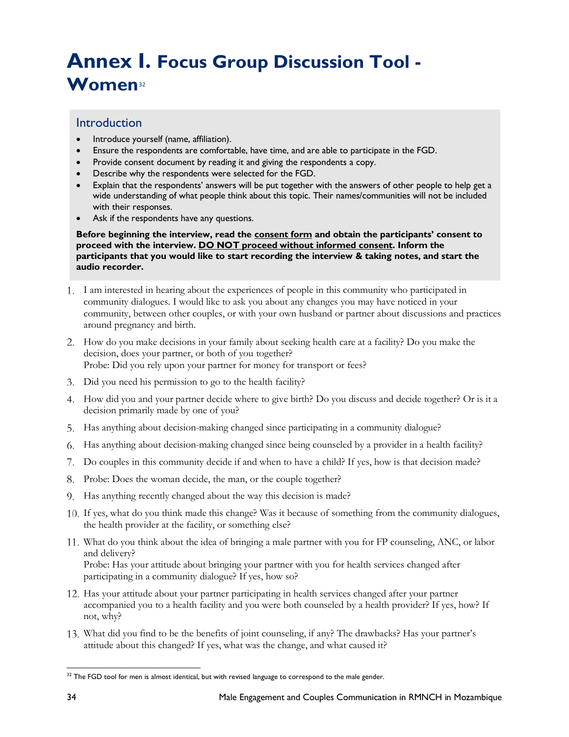# Annex I. Focus Group Discussion Tool - Women[32]

## Introduction

- Introduce yourself (name, affiliation).
- Ensure the respondents are comfortable, have time, and are able to participate in the FGD.
- Provide consent document by reading it and giving the respondents a copy.
- Describe why the respondents were selected for the FGD.
- Explain that the respondents' answers will be put together with the answers of other people to help get a wide understanding of what people think about this topic. Their names/communities will not be included with their responses.
- Ask if the respondents have any questions.

**Before beginning the interview, read the consent form and obtain the participants' consent to proceed with the interview. DO NOT proceed without informed consent. Inform the participants that you would like to start recording the interview & taking notes, and start the audio recorder.**

1. I am interested in hearing about the experiences of people in this community who participated in community dialogues. I would like to ask you about any changes you may have noticed in your community, between other couples, or with your own husband or partner about discussions and practices around pregnancy and birth.
2. How do you make decisions in your family about seeking health care at a facility? Do you make the decision, does your partner, or both of you together?
   Probe: Did you rely upon your partner for money for transport or fees?
3. Did you need his permission to go to the health facility?
4. How did you and your partner decide where to give birth? Do you discuss and decide together? Or is it a decision primarily made by one of you?
5. Has anything about decision-making changed since participating in a community dialogue?
6. Has anything about decision-making changed since being counseled by a provider in a health facility?
7. Do couples in this community decide if and when to have a child? If yes, how is that decision made?
8. Probe: Does the woman decide, the man, or the couple together?
9. Has anything recently changed about the way this decision is made?
10. If yes, what do you think made this change? Was it because of something from the community dialogues, the health provider at the facility, or something else?
11. What do you think about the idea of bringing a male partner with you for FP counseling, ANC, or labor and delivery?
    Probe: Has your attitude about bringing your partner with you for health services changed after participating in a community dialogue? If yes, how so?
12. Has your attitude about your partner participating in health services changed after your partner accompanied you to a health facility and you were both counseled by a health provider? If yes, how? If not, why?
13. What did you find to be the benefits of joint counseling, if any? The drawbacks? Has your partner's attitude about this changed? If yes, what was the change, and what caused it?

[32] The FGD tool for men is almost identical, but with revised language to correspond to the male gender.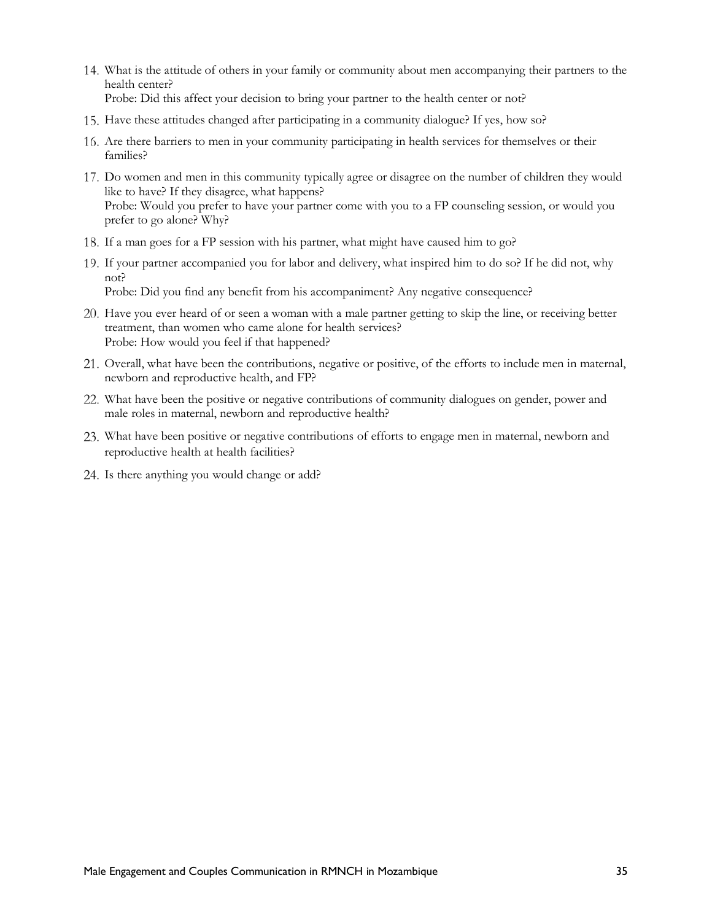14. What is the attitude of others in your family or community about men accompanying their partners to the health center?
    Probe: Did this affect your decision to bring your partner to the health center or not?
15. Have these attitudes changed after participating in a community dialogue? If yes, how so?
16. Are there barriers to men in your community participating in health services for themselves or their families?
17. Do women and men in this community typically agree or disagree on the number of children they would like to have? If they disagree, what happens?
    Probe: Would you prefer to have your partner come with you to a FP counseling session, or would you prefer to go alone? Why?
18. If a man goes for a FP session with his partner, what might have caused him to go?
19. If your partner accompanied you for labor and delivery, what inspired him to do so? If he did not, why not?
    Probe: Did you find any benefit from his accompaniment? Any negative consequence?
20. Have you ever heard of or seen a woman with a male partner getting to skip the line, or receiving better treatment, than women who came alone for health services?
    Probe: How would you feel if that happened?
21. Overall, what have been the contributions, negative or positive, of the efforts to include men in maternal, newborn and reproductive health, and FP?
22. What have been the positive or negative contributions of community dialogues on gender, power and male roles in maternal, newborn and reproductive health?
23. What have been positive or negative contributions of efforts to engage men in maternal, newborn and reproductive health at health facilities?
24. Is there anything you would change or add?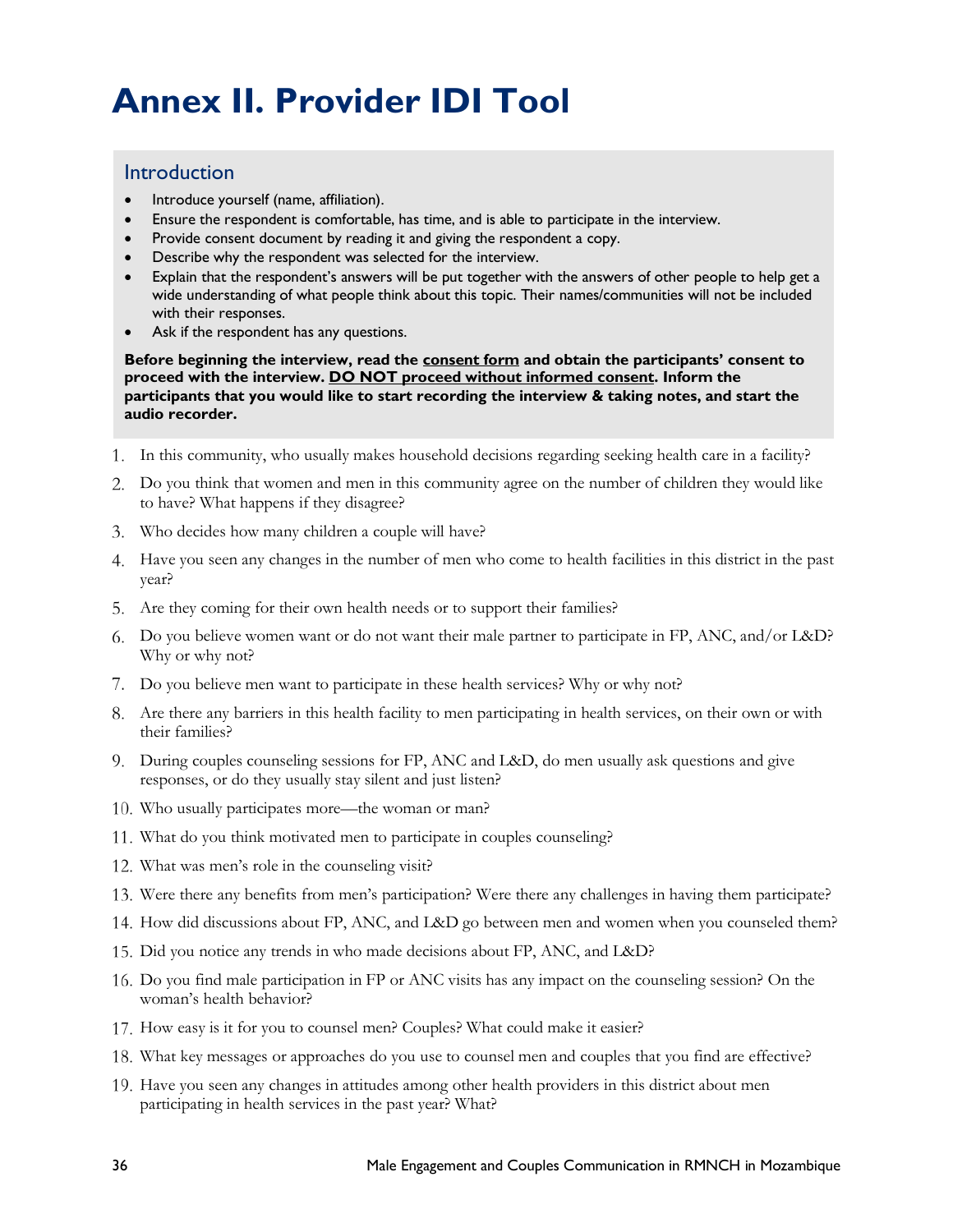# Annex II. Provider IDI Tool

## Introduction

- Introduce yourself (name, affiliation).
- Ensure the respondent is comfortable, has time, and is able to participate in the interview.
- Provide consent document by reading it and giving the respondent a copy.
- Describe why the respondent was selected for the interview.
- Explain that the respondent's answers will be put together with the answers of other people to help get a wide understanding of what people think about this topic. Their names/communities will not be included with their responses.
- Ask if the respondent has any questions.

**Before beginning the interview, read the consent form and obtain the participants' consent to proceed with the interview. DO NOT proceed without informed consent. Inform the participants that you would like to start recording the interview & taking notes, and start the audio recorder.**

1. In this community, who usually makes household decisions regarding seeking health care in a facility?
2. Do you think that women and men in this community agree on the number of children they would like to have? What happens if they disagree?
3. Who decides how many children a couple will have?
4. Have you seen any changes in the number of men who come to health facilities in this district in the past year?
5. Are they coming for their own health needs or to support their families?
6. Do you believe women want or do not want their male partner to participate in FP, ANC, and/or L&D? Why or why not?
7. Do you believe men want to participate in these health services? Why or why not?
8. Are there any barriers in this health facility to men participating in health services, on their own or with their families?
9. During couples counseling sessions for FP, ANC and L&D, do men usually ask questions and give responses, or do they usually stay silent and just listen?
10. Who usually participates more—the woman or man?
11. What do you think motivated men to participate in couples counseling?
12. What was men's role in the counseling visit?
13. Were there any benefits from men's participation? Were there any challenges in having them participate?
14. How did discussions about FP, ANC, and L&D go between men and women when you counseled them?
15. Did you notice any trends in who made decisions about FP, ANC, and L&D?
16. Do you find male participation in FP or ANC visits has any impact on the counseling session? On the woman's health behavior?
17. How easy is it for you to counsel men? Couples? What could make it easier?
18. What key messages or approaches do you use to counsel men and couples that you find are effective?
19. Have you seen any changes in attitudes among other health providers in this district about men participating in health services in the past year? What?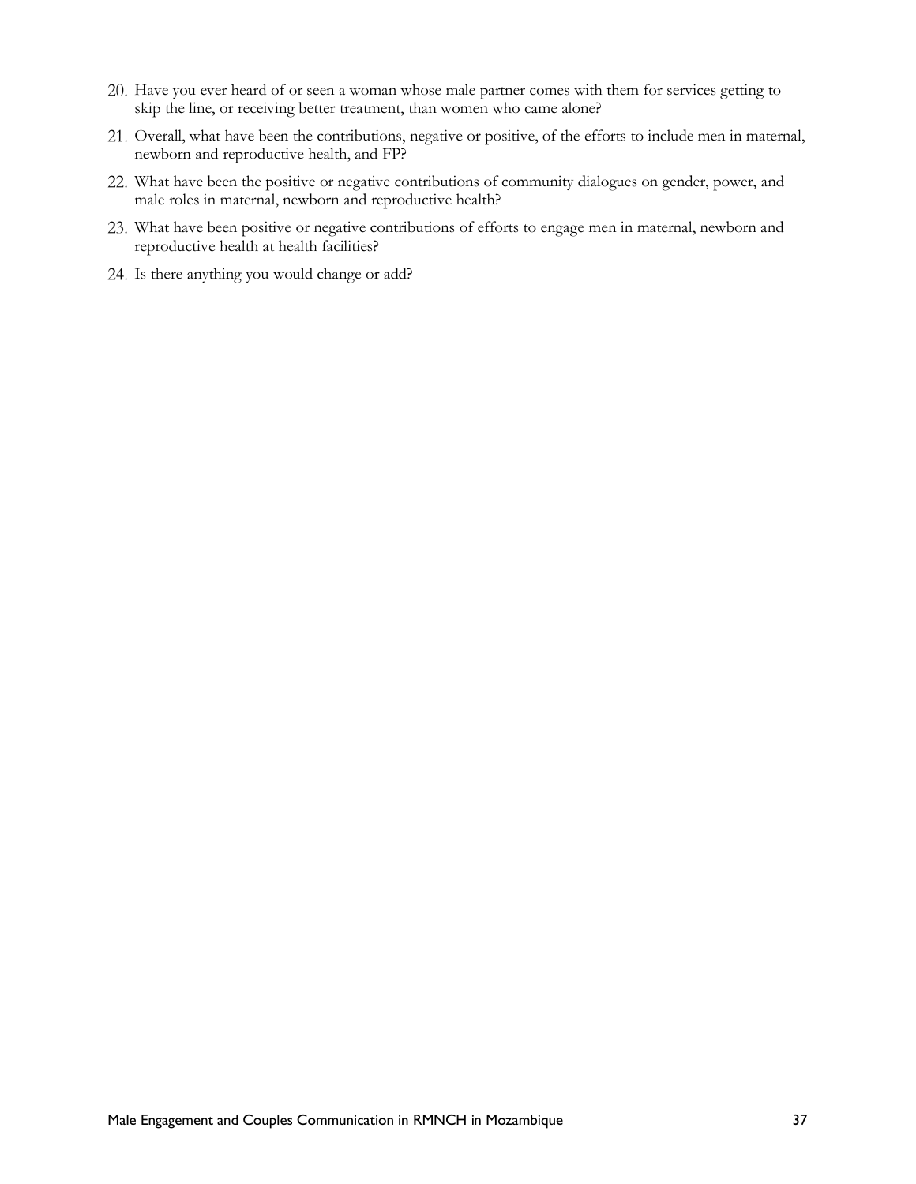20. Have you ever heard of or seen a woman whose male partner comes with them for services getting to skip the line, or receiving better treatment, than women who came alone?
21. Overall, what have been the contributions, negative or positive, of the efforts to include men in maternal, newborn and reproductive health, and FP?
22. What have been the positive or negative contributions of community dialogues on gender, power, and male roles in maternal, newborn and reproductive health?
23. What have been positive or negative contributions of efforts to engage men in maternal, newborn and reproductive health at health facilities?
24. Is there anything you would change or add?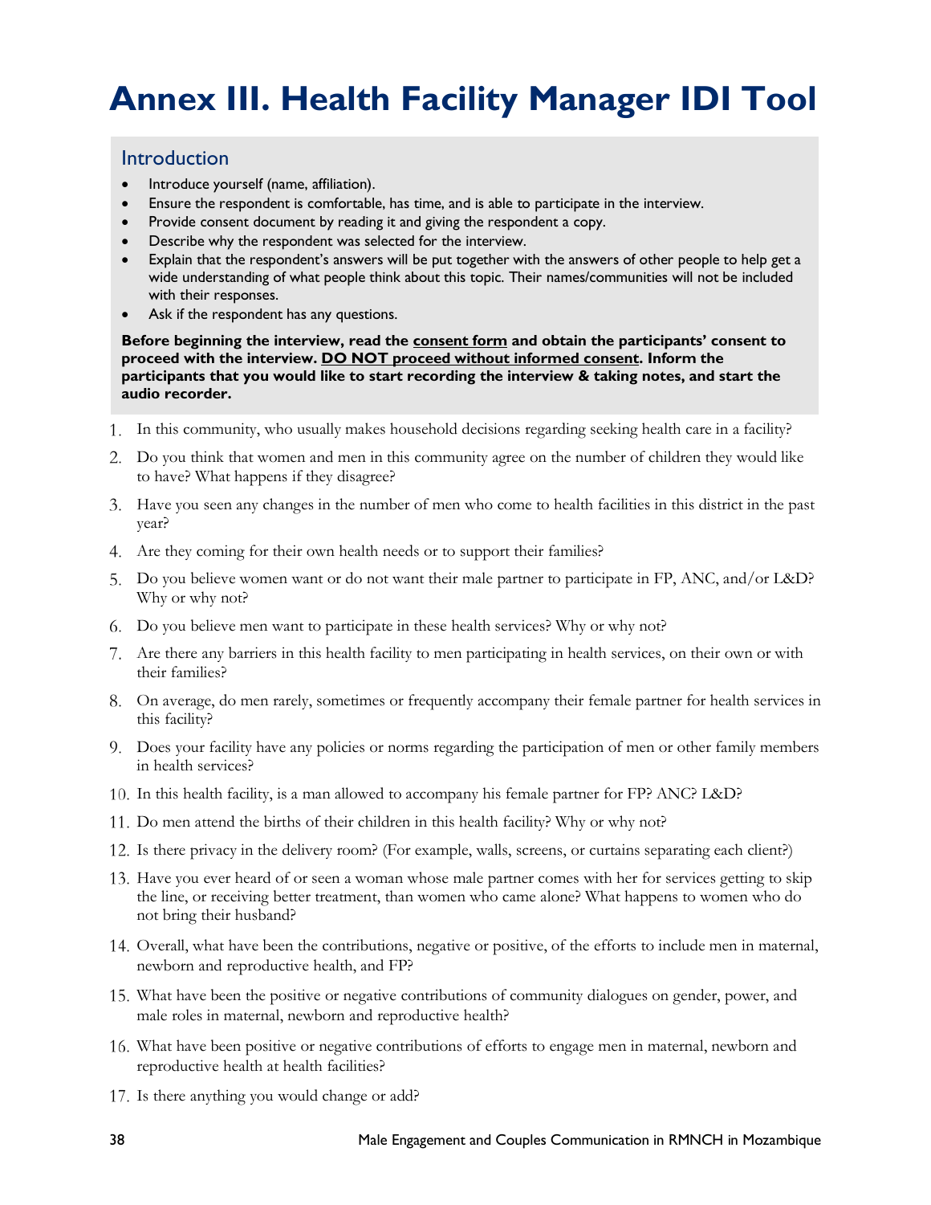# Annex III. Health Facility Manager IDI Tool

## Introduction

- Introduce yourself (name, affiliation).
- Ensure the respondent is comfortable, has time, and is able to participate in the interview.
- Provide consent document by reading it and giving the respondent a copy.
- Describe why the respondent was selected for the interview.
- Explain that the respondent's answers will be put together with the answers of other people to help get a wide understanding of what people think about this topic. Their names/communities will not be included with their responses.
- Ask if the respondent has any questions.

**Before beginning the interview, read the consent form and obtain the participants' consent to proceed with the interview. DO NOT proceed without informed consent. Inform the participants that you would like to start recording the interview & taking notes, and start the audio recorder.**

1. In this community, who usually makes household decisions regarding seeking health care in a facility?
2. Do you think that women and men in this community agree on the number of children they would like to have? What happens if they disagree?
3. Have you seen any changes in the number of men who come to health facilities in this district in the past year?
4. Are they coming for their own health needs or to support their families?
5. Do you believe women want or do not want their male partner to participate in FP, ANC, and/or L&D? Why or why not?
6. Do you believe men want to participate in these health services? Why or why not?
7. Are there any barriers in this health facility to men participating in health services, on their own or with their families?
8. On average, do men rarely, sometimes or frequently accompany their female partner for health services in this facility?
9. Does your facility have any policies or norms regarding the participation of men or other family members in health services?
10. In this health facility, is a man allowed to accompany his female partner for FP? ANC? L&D?
11. Do men attend the births of their children in this health facility? Why or why not?
12. Is there privacy in the delivery room? (For example, walls, screens, or curtains separating each client?)
13. Have you ever heard of or seen a woman whose male partner comes with her for services getting to skip the line, or receiving better treatment, than women who came alone? What happens to women who do not bring their husband?
14. Overall, what have been the contributions, negative or positive, of the efforts to include men in maternal, newborn and reproductive health, and FP?
15. What have been the positive or negative contributions of community dialogues on gender, power, and male roles in maternal, newborn and reproductive health?
16. What have been positive or negative contributions of efforts to engage men in maternal, newborn and reproductive health at health facilities?
17. Is there anything you would change or add?